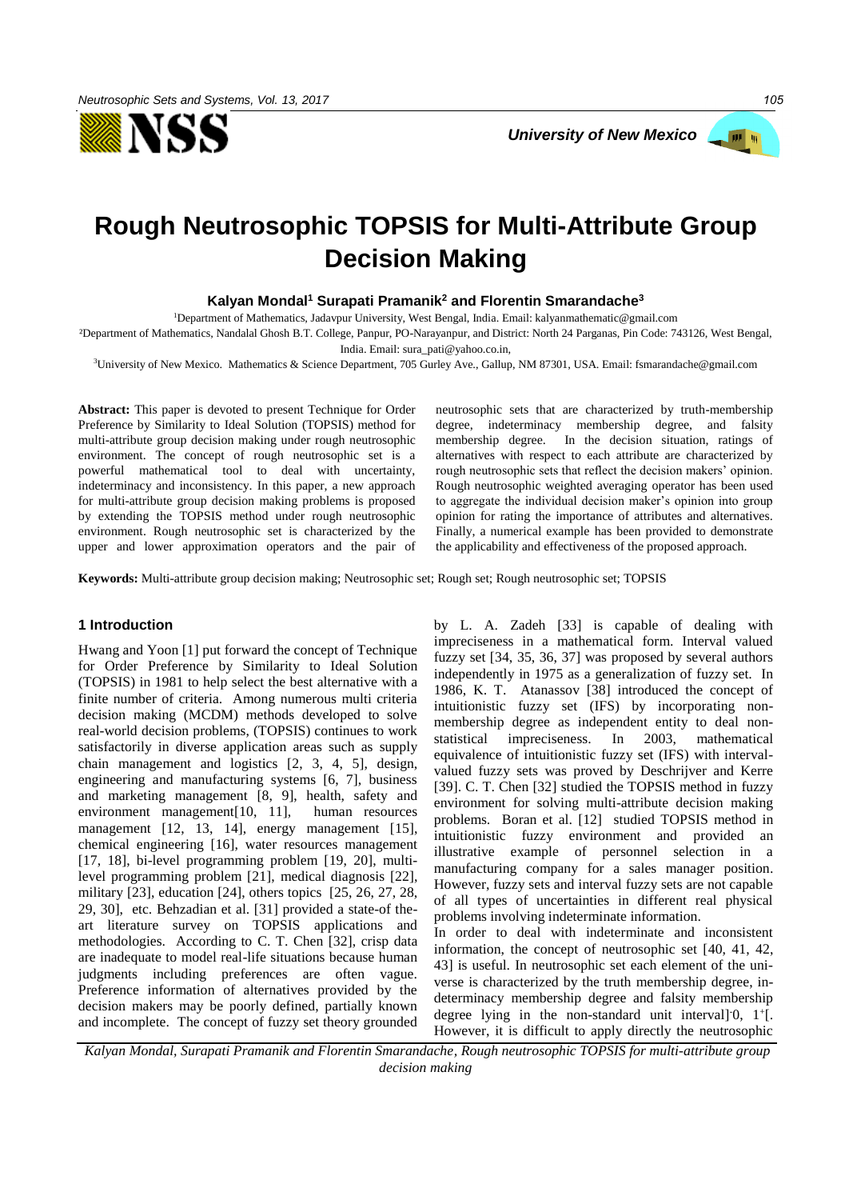# Rough Neutrosophic TOPSIS for Multi-Attribute Group Decision Making

**Kalyan Mondal[1] Surapati Pramanik[2] and Florentin Smarandache[3]**

[1]Department of Mathematics, Jadavpur University, West Bengal, India. Email: kalyanmathematic@gmail.com

[2]Department of Mathematics, Nandalal Ghosh B.T. College, Panpur, PO-Narayanpur, and District: North 24 Parganas, Pin Code: 743126, West Bengal, India. Email: sura_pati@yahoo.co.in,

[3]University of New Mexico. Mathematics & Science Department, 705 Gurley Ave., Gallup, NM 87301, USA. Email: fsmarandache@gmail.com

**Abstract:** This paper is devoted to present Technique for Order Preference by Similarity to Ideal Solution (TOPSIS) method for multi-attribute group decision making under rough neutrosophic environment. The concept of rough neutrosophic set is a powerful mathematical tool to deal with uncertainty, indeterminacy and inconsistency. In this paper, a new approach for multi-attribute group decision making problems is proposed by extending the TOPSIS method under rough neutrosophic environment. Rough neutrosophic set is characterized by the upper and lower approximation operators and the pair of neutrosophic sets that are characterized by truth-membership degree, indeterminacy membership degree, and falsity membership degree. In the decision situation, ratings of alternatives with respect to each attribute are characterized by rough neutrosophic sets that reflect the decision makers' opinion. Rough neutrosophic weighted averaging operator has been used to aggregate the individual decision maker's opinion into group opinion for rating the importance of attributes and alternatives. Finally, a numerical example has been provided to demonstrate the applicability and effectiveness of the proposed approach.

**Keywords:** Multi-attribute group decision making; Neutrosophic set; Rough set; Rough neutrosophic set; TOPSIS

## 1 Introduction

Hwang and Yoon [1] put forward the concept of Technique for Order Preference by Similarity to Ideal Solution (TOPSIS) in 1981 to help select the best alternative with a finite number of criteria. Among numerous multi criteria decision making (MCDM) methods developed to solve real-world decision problems, (TOPSIS) continues to work satisfactorily in diverse application areas such as supply chain management and logistics [2, 3, 4, 5], design, engineering and manufacturing systems [6, 7], business and marketing management [8, 9], health, safety and environment management[10, 11], human resources management [12, 13, 14], energy management [15], chemical engineering [16], water resources management [17, 18], bi-level programming problem [19, 20], multi-level programming problem [21], medical diagnosis [22], military [23], education [24], others topics [25, 26, 27, 28, 29, 30], etc. Behzadian et al. [31] provided a state-of the-art literature survey on TOPSIS applications and methodologies. According to C. T. Chen [32], crisp data are inadequate to model real-life situations because human judgments including preferences are often vague. Preference information of alternatives provided by the decision makers may be poorly defined, partially known and incomplete. The concept of fuzzy set theory grounded by L. A. Zadeh [33] is capable of dealing with impreciseness in a mathematical form. Interval valued fuzzy set [34, 35, 36, 37] was proposed by several authors independently in 1975 as a generalization of fuzzy set. In 1986, K. T. Atanassov [38] introduced the concept of intuitionistic fuzzy set (IFS) by incorporating non-membership degree as independent entity to deal non-statistical impreciseness. In 2003, mathematical equivalence of intuitionistic fuzzy set (IFS) with interval-valued fuzzy sets was proved by Deschrijver and Kerre [39]. C. T. Chen [32] studied the TOPSIS method in fuzzy environment for solving multi-attribute decision making problems. Boran et al. [12] studied TOPSIS method in intuitionistic fuzzy environment and provided an illustrative example of personnel selection in a manufacturing company for a sales manager position. However, fuzzy sets and interval fuzzy sets are not capable of all types of uncertainties in different real physical problems involving indeterminate information.

In order to deal with indeterminate and inconsistent information, the concept of neutrosophic set [40, 41, 42, 43] is useful. In neutrosophic set each element of the universe is characterized by the truth membership degree, indeterminacy membership degree and falsity membership degree lying in the non-standard unit interval]$^{-}$0, 1$^{+}$[. However, it is difficult to apply directly the neutrosophic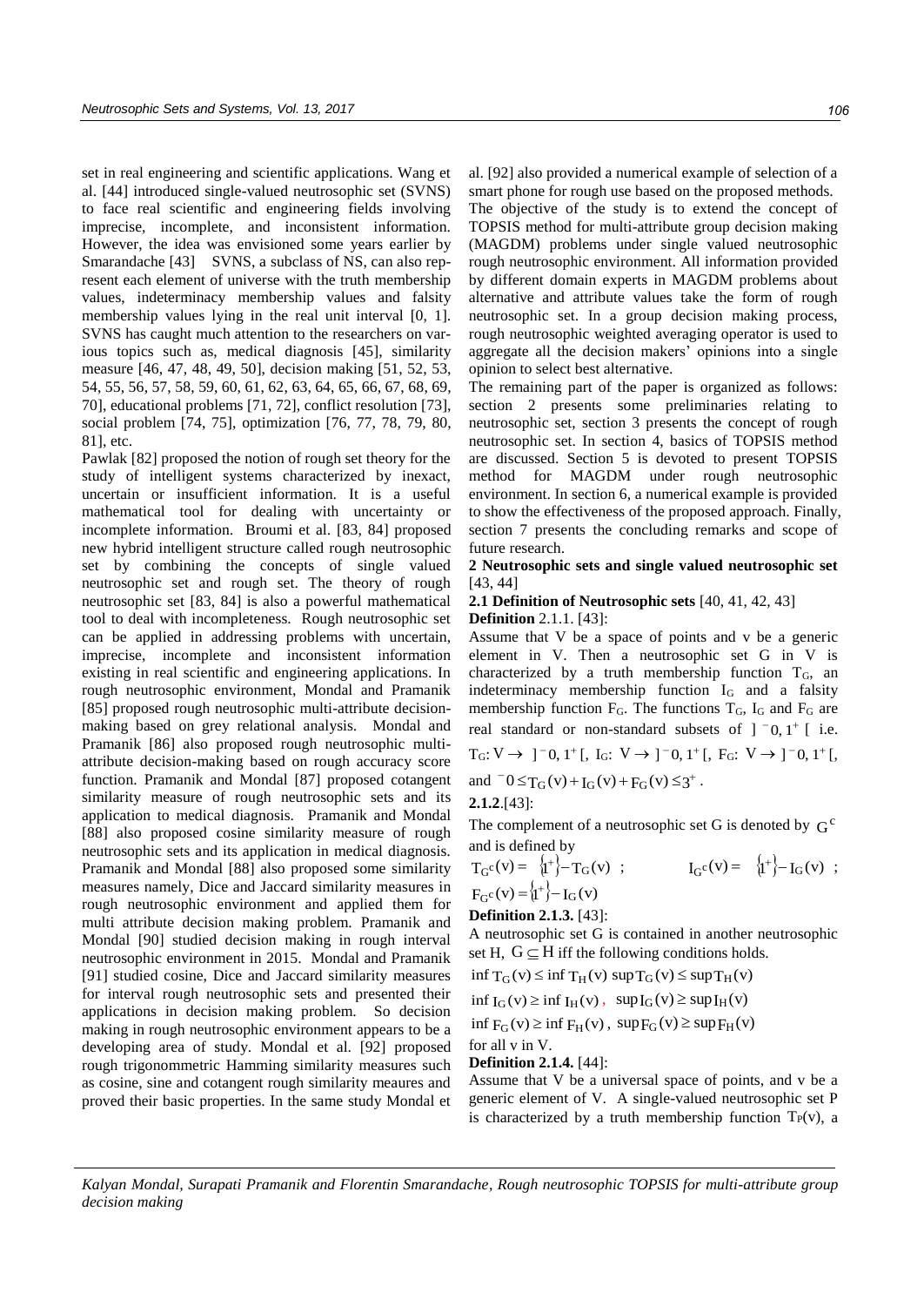set in real engineering and scientific applications. Wang et al. [44] introduced single-valued neutrosophic set (SVNS) to face real scientific and engineering fields involving imprecise, incomplete, and inconsistent information. However, the idea was envisioned some years earlier by Smarandache [43] SVNS, a subclass of NS, can also represent each element of universe with the truth membership values, indeterminacy membership values and falsity membership values lying in the real unit interval [0, 1]. SVNS has caught much attention to the researchers on various topics such as, medical diagnosis [45], similarity measure [46, 47, 48, 49, 50], decision making [51, 52, 53, 54, 55, 56, 57, 58, 59, 60, 61, 62, 63, 64, 65, 66, 67, 68, 69, 70], educational problems [71, 72], conflict resolution [73], social problem [74, 75], optimization [76, 77, 78, 79, 80, 81], etc.

Pawlak [82] proposed the notion of rough set theory for the study of intelligent systems characterized by inexact, uncertain or insufficient information. It is a useful mathematical tool for dealing with uncertainty or incomplete information. Broumi et al. [83, 84] proposed new hybrid intelligent structure called rough neutrosophic set by combining the concepts of single valued neutrosophic set and rough set. The theory of rough neutrosophic set [83, 84] is also a powerful mathematical tool to deal with incompleteness. Rough neutrosophic set can be applied in addressing problems with uncertain, imprecise, incomplete and inconsistent information existing in real scientific and engineering applications. In rough neutrosophic environment, Mondal and Pramanik [85] proposed rough neutrosophic multi-attribute decision-making based on grey relational analysis. Mondal and Pramanik [86] also proposed rough neutrosophic multi-attribute decision-making based on rough accuracy score function. Pramanik and Mondal [87] proposed cotangent similarity measure of rough neutrosophic sets and its application to medical diagnosis. Pramanik and Mondal [88] also proposed cosine similarity measure of rough neutrosophic sets and its application in medical diagnosis. Pramanik and Mondal [88] also proposed some similarity measures namely, Dice and Jaccard similarity measures in rough neutrosophic environment and applied them for multi attribute decision making problem. Pramanik and Mondal [90] studied decision making in rough interval neutrosophic environment in 2015. Mondal and Pramanik [91] studied cosine, Dice and Jaccard similarity measures for interval rough neutrosophic sets and presented their applications in decision making problem. So decision making in rough neutrosophic environment appears to be a developing area of study. Mondal et al. [92] proposed rough trigonommetric Hamming similarity measures such as cosine, sine and cotangent rough similarity meaures and proved their basic properties. In the same study Mondal et al. [92] also provided a numerical example of selection of a smart phone for rough use based on the proposed methods.

The objective of the study is to extend the concept of TOPSIS method for multi-attribute group decision making (MAGDM) problems under single valued neutrosophic rough neutrosophic environment. All information provided by different domain experts in MAGDM problems about alternative and attribute values take the form of rough neutrosophic set. In a group decision making process, rough neutrosophic weighted averaging operator is used to aggregate all the decision makers' opinions into a single opinion to select best alternative.

The remaining part of the paper is organized as follows: section 2 presents some preliminaries relating to neutrosophic set, section 3 presents the concept of rough neutrosophic set. In section 4, basics of TOPSIS method are discussed. Section 5 is devoted to present TOPSIS method for MAGDM under rough neutrosophic environment. In section 6, a numerical example is provided to show the effectiveness of the proposed approach. Finally, section 7 presents the concluding remarks and scope of future research.

## 2 Neutrosophic sets and single valued neutrosophic set [43, 44]

### 2.1 Definition of Neutrosophic sets [40, 41, 42, 43]

**Definition** 2.1.1. [43]:

Assume that V be a space of points and v be a generic element in V. Then a neutrosophic set G in V is characterized by a truth membership function $T_G$, an indeterminacy membership function $I_G$ and a falsity membership function $F_G$. The functions $T_G$, $I_G$ and $F_G$ are real standard or non-standard subsets of $]^-0, 1^+[$ i.e. $T_G: V \to \, ]^-0, 1^+[$, $I_G: V \to \, ]^-0, 1^+[$, $F_G: V \to \, ]^-0, 1^+[$, and $^-0 \leq T_G(v) + I_G(v) + F_G(v) \leq 3^+$.

**2.1.2**.[43]:

The complement of a neutrosophic set G is denoted by $G^c$ and is defined by

$T_{G^c}(v) = \{1^+\} - T_G(v)$ ; $I_{G^c}(v) = \{1^+\} - I_G(v)$ ; $F_{G^c}(v) = \{1^+\} - I_G(v)$

**Definition 2.1.3.** [43]:

A neutrosophic set G is contained in another neutrosophic set H, $G \subseteq H$ iff the following conditions holds.

$\inf T_G(v) \leq \inf T_H(v)$ $\sup T_G(v) \leq \sup T_H(v)$

$\inf I_G(v) \geq \inf I_H(v)$, $\sup I_G(v) \geq \sup I_H(v)$

$\inf F_G(v) \geq \inf F_H(v)$, $\sup F_G(v) \geq \sup F_H(v)$

for all v in V.

**Definition 2.1.4.** [44]:

Assume that V be a universal space of points, and v be a generic element of V. A single-valued neutrosophic set P is characterized by a truth membership function $T_P(v)$, a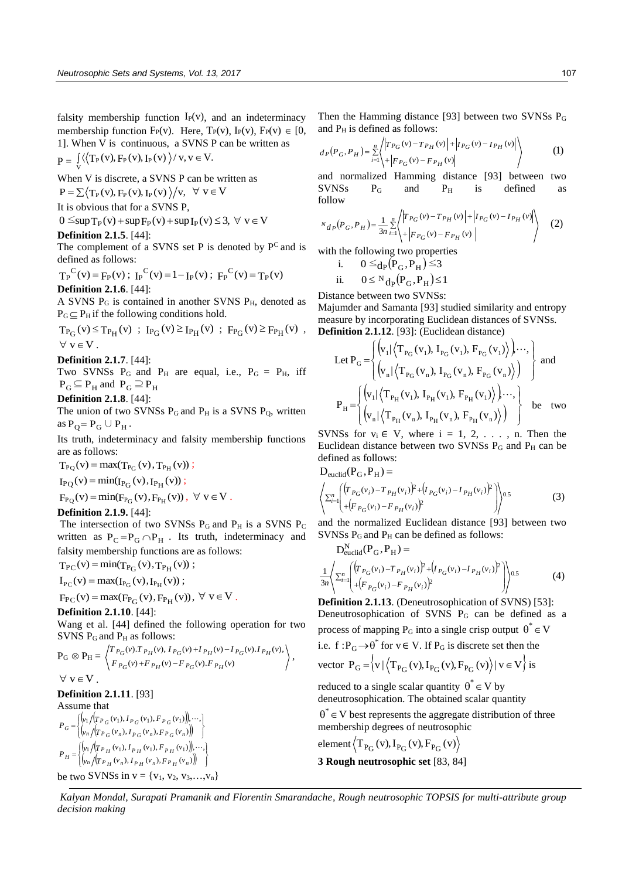falsity membership function $I_P(v)$, and an indeterminacy membership function $F_P(v)$. Here, $T_P(v), I_P(v), F_P(v) \in [0, 1]$. When V is continuous, a SVNS P can be written as

$$P = \int_V \langle\langle T_P(v), F_P(v), I_P(v) \rangle / v, v \in V.$$

When V is discrete, a SVNS P can be written as

$$P = \sum \langle T_P(v), F_P(v), I_P(v) \rangle / v, \ \ \forall \ v \in V$$

It is obvious that for a SVNS P,

$$0 \leq \sup T_P(v) + \sup F_P(v) + \sup I_P(v) \leq 3, \ \forall \ v \in V$$

**Definition 2.1.5**. [44]:

The complement of a SVNS set P is denoted by $P^C$ and is defined as follows:

$$T_P{}^C(v) = F_P(v) \ ; \ I_P{}^C(v) = 1 - I_P(v) \ ; \ F_P{}^C(v) = T_P(v)$$

**Definition 2.1.6**. [44]:

A SVNS $P_G$ is contained in another SVNS $P_H$, denoted as $P_G \subseteq P_H$ if the following conditions hold.

$$T_{P_G}(v) \leq T_{P_H}(v) \ ; \ I_{P_G}(v) \geq I_{P_H}(v) \ ; \ F_{P_G}(v) \geq F_{P_H}(v) \ ,$$

$\forall \ v \in V$.

**Definition 2.1.7**. [44]:

Two SVNSs $P_G$ and $P_H$ are equal, i.e., $P_G = P_H$, iff $P_G \subseteq P_H$ and $P_G \supseteq P_H$

**Definition 2.1.8**. [44]:

The union of two SVNSs $P_G$ and $P_H$ is a SVNS $P_Q$, written as $P_Q = P_G \cup P_H$.

Its truth, indeterminacy and falsity membership functions are as follows:

$$T_{P_Q}(v) = \max(T_{P_G}(v), T_{P_H}(v)) \ ;$$

$$I_{P_Q}(v) = \min(I_{P_G}(v), I_{P_H}(v)) \ ;$$

$$F_{P_Q}(v) = \min(F_{P_G}(v), F_{P_H}(v)), \ \forall \ v \in V.$$

**Definition 2.1.9.** [44]:

The intersection of two SVNSs $P_G$ and $P_H$ is a SVNS $P_C$ written as $P_C = P_G \cap P_H$. Its truth, indeterminacy and falsity membership functions are as follows:

$$T_{P_C}(v) = \min(T_{P_G}(v), T_{P_H}(v)) \ ;$$

$$I_{P_C}(v) = \max(I_{P_G}(v), I_{P_H}(v)) \ ;$$

$$F_{P_C}(v) = \max(F_{P_G}(v), F_{P_H}(v)), \ \forall \ v \in V.$$

**Definition 2.1.10**. [44]:

Wang et al. [44] defined the following operation for two SVNS $P_G$ and $P_H$ as follows:

$$P_G \otimes P_H = \left\langle \begin{matrix} T_{P_G}(v).T_{P_H}(v), I_{P_G}(v) + I_{P_H}(v) - I_{P_G}(v).I_{P_H}(v), \\ F_{P_G}(v) + F_{P_H}(v) - F_{P_G}(v).F_{P_H}(v) \end{matrix} \right\rangle,$$

$\forall \ v \in V$.

**Definition 2.1.11**. [93]

Assume that

$$P_G = \left\{ \begin{matrix} \left(v_1 / \left(T_{P_G}(v_1), I_{P_G}(v_1), F_{P_G}(v_1)\right)\right), \cdots, \\ \left(v_n / \left(T_{P_G}(v_n), I_{P_G}(v_n), F_{P_G}(v_n)\right)\right) \end{matrix} \right\}$$

$$P_H = \left\{ \begin{matrix} \left(v_1 / \left(T_{P_H}(v_1), I_{P_H}(v_1), F_{P_H}(v_1)\right)\right), \cdots, \\ \left(v_n / \left(T_{P_H}(v_n), I_{P_H}(v_n), F_{P_H}(v_n)\right)\right) \end{matrix} \right\}$$

be two SVNSs in $v = \{v_1, v_2, v_3, \ldots, v_n\}$

Then the Hamming distance [93] between two SVNSs $P_G$ and $P_H$ is defined as follows:

$$d_P(P_G, P_H) = \sum_{i=1}^{n} \left\langle \begin{matrix} \left|T_{P_G}(v) - T_{P_H}(v)\right| + \left|I_{P_G}(v) - I_{P_H}(v)\right| \\ + \left|F_{P_G}(v) - F_{P_H}(v)\right| \end{matrix} \right\rangle \quad (1)$$

and normalized Hamming distance [93] between two SVNSs $P_G$ and $P_H$ is defined as follow

$${}^N d_P(P_G, P_H) = \frac{1}{3n} \sum_{i=1}^{n} \left\langle \begin{matrix} \left|T_{P_G}(v) - T_{P_H}(v)\right| + \left|I_{P_G}(v) - I_{P_H}(v)\right| \\ + \left|F_{P_G}(v) - F_{P_H}(v)\right| \end{matrix} \right\rangle \quad (2)$$

with the following two properties

i. $0 \leq d_P(P_G, P_H) \leq 3$

ii. $0 \leq {}^N d_P(P_G, P_H) \leq 1$

Distance between two SVNSs:

Majumder and Samanta [93] studied similarity and entropy measure by incorporating Euclidean distances of SVNSs.

**Definition 2.1.12**. [93]: (Euclidean distance)

Let $P_G = \left\{ \begin{matrix} \left(v_1 | \langle T_{P_G}(v_1), I_{P_G}(v_1), F_{P_G}(v_1) \rangle\right), \cdots, \\ \left(v_n | \langle T_{P_G}(v_n), I_{P_G}(v_n), F_{P_G}(v_n) \rangle\right) \end{matrix} \right\}$ and

$P_H = \left\{ \begin{matrix} \left(v_1 | \langle T_{P_H}(v_1), I_{P_H}(v_1), F_{P_H}(v_1) \rangle\right), \cdots, \\ \left(v_n | \langle T_{P_H}(v_n), I_{P_H}(v_n), F_{P_H}(v_n) \rangle\right) \end{matrix} \right\}$ be two

SVNSs for $v_i \in V$, where $i = 1, 2, \ldots, n$. Then the Euclidean distance between two SVNSs $P_G$ and $P_H$ can be defined as follows:

$$D_{euclid}(P_G, P_H) =$$

$$\left\langle \sum_{i=1}^{n} \left( \begin{matrix} \left(T_{P_G}(v_i) - T_{P_H}(v_i)\right)^2 + \left(I_{P_G}(v_i) - I_{P_H}(v_i)\right)^2 \\ + \left(F_{P_G}(v_i) - F_{P_H}(v_i)\right)^2 \end{matrix} \right) \right\rangle^{0.5} \quad (3)$$

and the normalized Euclidean distance [93] between two SVNSs $P_G$ and $P_H$ can be defined as follows:

$$D^N_{euclid}(P_G, P_H) =$$

$$\frac{1}{3n} \left\langle \sum_{i=1}^{n} \left( \begin{matrix} \left(T_{P_G}(v_i) - T_{P_H}(v_i)\right)^2 + \left(I_{P_G}(v_i) - I_{P_H}(v_i)\right)^2 \\ + \left(F_{P_G}(v_i) - F_{P_H}(v_i)\right)^2 \end{matrix} \right) \right\rangle^{0.5} \quad (4)$$

**Definition 2.1.13**. (Deneutrosophication of SVNS) [53]:

Deneutrosophication of SVNS $P_G$ can be defined as a process of mapping $P_G$ into a single crisp output $\theta^* \in V$ i.e. $f: P_G \rightarrow \theta^*$ for $v \in V$. If $P_G$ is discrete set then the vector $P_G = \left\{ v \,|\, \langle T_{P_G}(v), I_{P_G}(v), F_{P_G}(v) \rangle \,|\, v \in V \right\}$ is reduced to a single scalar quantity $\theta^* \in V$ by deneutrosophication. The obtained scalar quantity $\theta^* \in V$ best represents the aggregate distribution of three membership degrees of neutrosophic element $\langle T_{P_G}(v), I_{P_G}(v), F_{P_G}(v) \rangle$

## 3 Rough neutrosophic set [83, 84]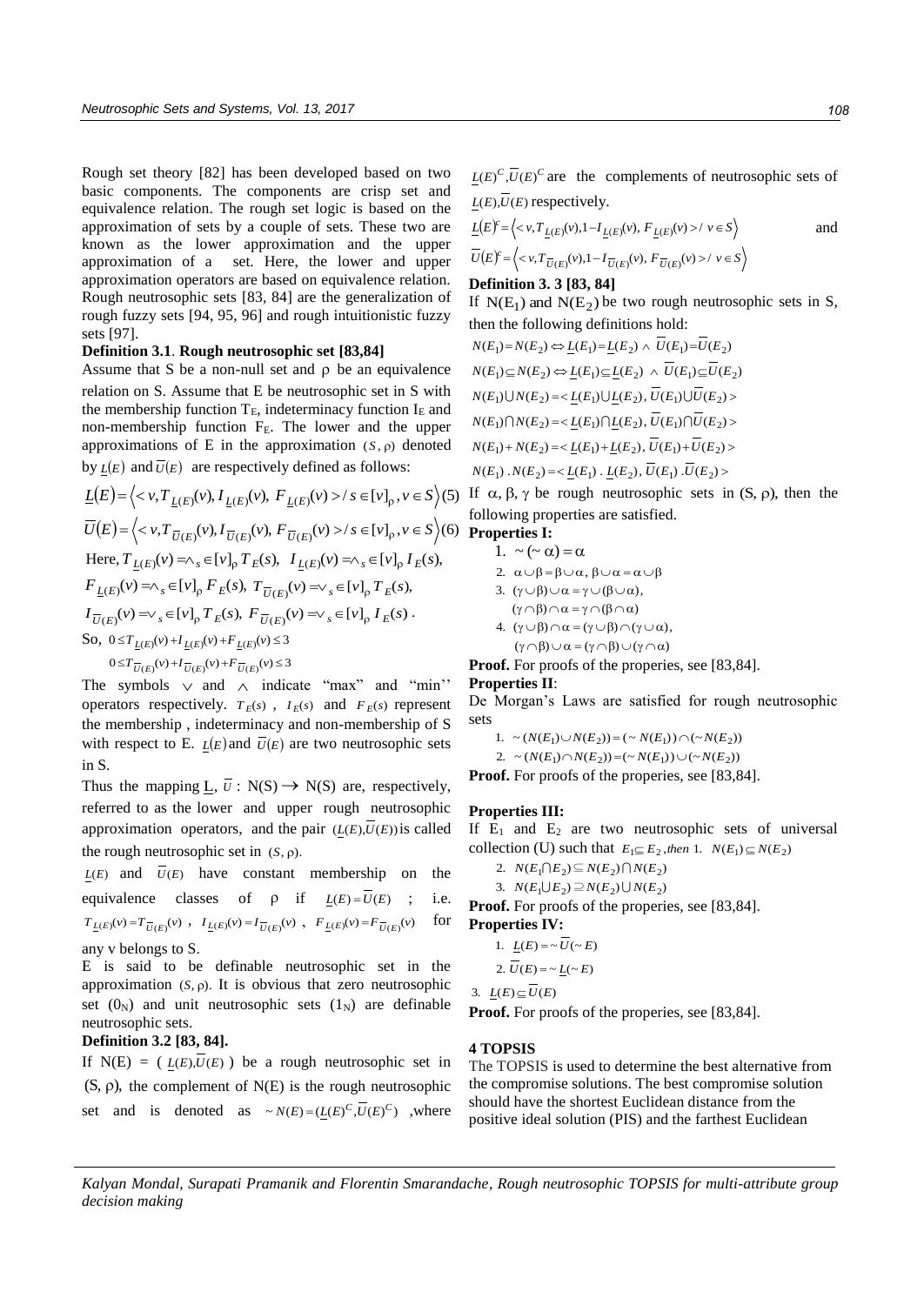Rough set theory [82] has been developed based on two basic components. The components are crisp set and equivalence relation. The rough set logic is based on the approximation of sets by a couple of sets. These two are known as the lower approximation and the upper approximation of a set. Here, the lower and upper approximation operators are based on equivalence relation. Rough neutrosophic sets [83, 84] are the generalization of rough fuzzy sets [94, 95, 96] and rough intuitionistic fuzzy sets [97].

**Definition 3.1**. **Rough neutrosophic set [83,84]**

Assume that S be a non-null set and $\rho$ be an equivalence relation on S. Assume that E be neutrosophic set in S with the membership function $T_E$, indeterminacy function $I_E$ and non-membership function $F_E$. The lower and the upper approximations of E in the approximation $(S, \rho)$ denoted by $\underline{L}(E)$ and $\overline{U}(E)$ are respectively defined as follows:

$$\underline{L}(E) = \left\langle < v, T_{\underline{L}(E)}(v), I_{\underline{L}(E)}(v), F_{\underline{L}(E)}(v) > / s \in [v]_\rho, v \in S \right\rangle \quad (5)$$

$$\overline{U}(E) = \left\langle < v, T_{\overline{U}(E)}(v), I_{\overline{U}(E)}(v), F_{\overline{U}(E)}(v) > / s \in [v]_\rho, v \in S \right\rangle \quad (6)$$

Here, $T_{\underline{L}(E)}(v) = \wedge_s \in [v]_\rho \, T_E(s),\ I_{\underline{L}(E)}(v) = \wedge_s \in [v]_\rho \, I_E(s),$

$F_{\underline{L}(E)}(v) = \wedge_s \in [v]_\rho \, F_E(s),\ T_{\overline{U}(E)}(v) = \vee_s \in [v]_\rho \, T_E(s),$

$I_{\overline{U}(E)}(v) = \vee_s \in [v]_\rho \, T_E(s),\ F_{\overline{U}(E)}(v) = \vee_s \in [v]_\rho \, I_E(s)$.

So, $0 \le T_{\underline{L}(E)}(v) + I_{\underline{L}(E)}(v) + F_{\underline{L}(E)}(v) \le 3$

$0 \le T_{\overline{U}(E)}(v) + I_{\overline{U}(E)}(v) + F_{\overline{U}(E)}(v) \le 3$

The symbols $\vee$ and $\wedge$ indicate "max" and "min'' operators respectively. $T_E(s)$, $I_E(s)$ and $F_E(s)$ represent the membership , indeterminacy and non-membership of S with respect to E. $\underline{L}(E)$ and $\overline{U}(E)$ are two neutrosophic sets in S.

Thus the mapping $\underline{L}$, $\overline{U}$ : N(S) $\rightarrow$ N(S) are, respectively, referred to as the lower and upper rough neutrosophic approximation operators, and the pair $(\underline{L}(E), \overline{U}(E))$ is called the rough neutrosophic set in $(S, \rho)$.

$\underline{L}(E)$ and $\overline{U}(E)$ have constant membership on the equivalence classes of $\rho$ if $\underline{L}(E) = \overline{U}(E)$ ; i.e. $T_{\underline{L}(E)}(v) = T_{\overline{U}(E)}(v)$ , $I_{\underline{L}(E)}(v) = I_{\overline{U}(E)}(v)$ , $F_{\underline{L}(E)}(v) = F_{\overline{U}(E)}(v)$ for any v belongs to S.

E is said to be definable neutrosophic set in the approximation $(S, \rho)$. It is obvious that zero neutrosophic set ($0_N$) and unit neutrosophic sets ($1_N$) are definable neutrosophic sets.

**Definition 3.2 [83, 84].**

If N(E) = ( $\underline{L}(E), \overline{U}(E)$ ) be a rough neutrosophic set in (S, $\rho$), the complement of N(E) is the rough neutrosophic set and is denoted as $\sim N(E) = (\underline{L}(E)^C, \overline{U}(E)^C)$ ,where $\underline{L}(E)^C, \overline{U}(E)^C$ are the complements of neutrosophic sets of $\underline{L}(E), \overline{U}(E)$ respectively.

$\underline{L}(E)^c = \left\langle < v, T_{\underline{L}(E)}(v), 1 - I_{\underline{L}(E)}(v), F_{\underline{L}(E)}(v) > / \ v \in S \right\rangle$ and

$\overline{U}(E)^c = \left\langle < v, T_{\overline{U}(E)}(v), 1 - I_{\overline{U}(E)}(v), F_{\overline{U}(E)}(v) > / \ v \in S \right\rangle$

**Definition 3. 3 [83, 84]**

If $N(E_1)$ and $N(E_2)$ be two rough neutrosophic sets in S, then the following definitions hold:

$N(E_1) = N(E_2) \Leftrightarrow \underline{L}(E_1) = \underline{L}(E_2) \wedge \overline{U}(E_1) = \overline{U}(E_2)$

$N(E_1) \subseteq N(E_2) \Leftrightarrow \underline{L}(E_1) \subseteq \underline{L}(E_2) \wedge \overline{U}(E_1) \subseteq \overline{U}(E_2)$

$N(E_1) \bigcup N(E_2) = < \underline{L}(E_1) \bigcup \underline{L}(E_2), \overline{U}(E_1) \bigcup \overline{U}(E_2) >$

$N(E_1) \bigcap N(E_2) = < \underline{L}(E_1) \bigcap \underline{L}(E_2), \overline{U}(E_1) \bigcap \overline{U}(E_2) >$

$N(E_1) + N(E_2) = < \underline{L}(E_1) + \underline{L}(E_2), \overline{U}(E_1) + \overline{U}(E_2) >$

$N(E_1) \,.\, N(E_2) = < \underline{L}(E_1) \,.\, \underline{L}(E_2), \overline{U}(E_1) \,.\, \overline{U}(E_2) >$

If $\alpha$, $\beta$, $\gamma$ be rough neutrosophic sets in (S, $\rho$), then the following properties are satisfied.

**Properties I:**

1. $\sim(\sim \alpha) = \alpha$
2. $\alpha \cup \beta = \beta \cup \alpha, \ \beta \cup \alpha = \alpha \cup \beta$
3. $(\gamma \cup \beta) \cup \alpha = \gamma \cup (\beta \cup \alpha)$,
   $(\gamma \cap \beta) \cap \alpha = \gamma \cap (\beta \cap \alpha)$
4. $(\gamma \cup \beta) \cap \alpha = (\gamma \cup \beta) \cap (\gamma \cup \alpha)$,
   $(\gamma \cap \beta) \cup \alpha = (\gamma \cap \beta) \cup (\gamma \cap \alpha)$

**Proof.** For proofs of the properies, see [83,84].

**Properties II**:

De Morgan's Laws are satisfied for rough neutrosophic sets

1. $\sim (N(E_1) \cup N(E_2)) = (\sim N(E_1)) \cap (\sim N(E_2))$
2. $\sim (N(E_1) \cap N(E_2)) = (\sim N(E_1)) \cup (\sim N(E_2))$

**Proof.** For proofs of the properies, see [83,84].

**Properties III:**

If $E_1$ and $E_2$ are two neutrosophic sets of universal collection (U) such that $E_1 \subseteq E_2$, *then* 1. $N(E_1) \subseteq N(E_2)$

2. $N(E_1 \bigcap E_2) \subseteq N(E_2) \bigcap N(E_2)$
3. $N(E_1 \bigcup E_2) \supseteq N(E_2) \bigcup N(E_2)$

**Proof.** For proofs of the properies, see [83,84].

**Properties IV:**

1. $\underline{L}(E) = \sim \overline{U}(\sim E)$
2. $\overline{U}(E) = \sim \underline{L}(\sim E)$
3. $\underline{L}(E) \subseteq \overline{U}(E)$

**Proof.** For proofs of the properies, see [83,84].

## 4 TOPSIS

The TOPSIS is used to determine the best alternative from the compromise solutions. The best compromise solution should have the shortest Euclidean distance from the positive ideal solution (PIS) and the farthest Euclidean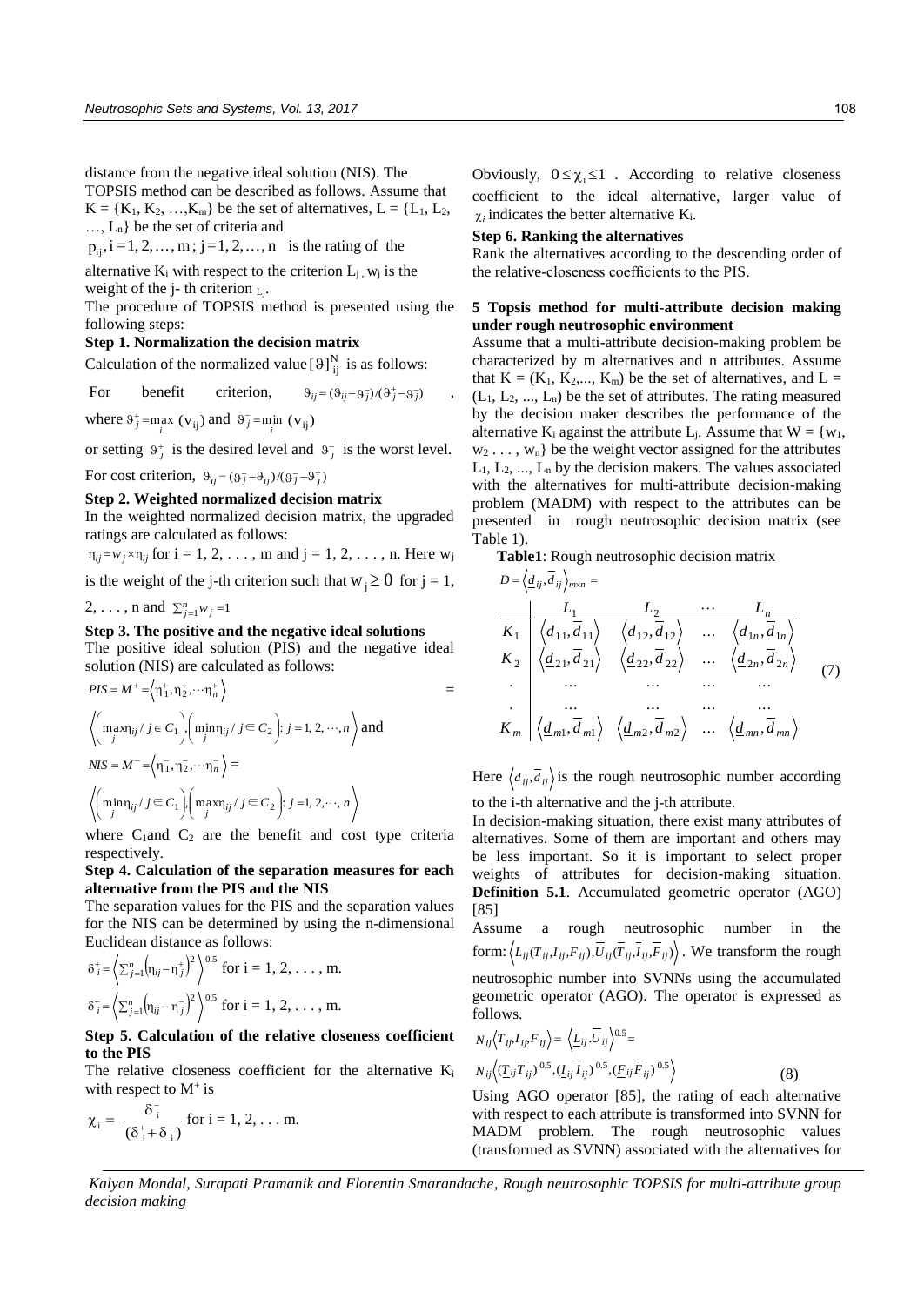distance from the negative ideal solution (NIS). The TOPSIS method can be described as follows. Assume that $K = \{K_1, K_2, \ldots, K_m\}$ be the set of alternatives, $L = \{L_1, L_2, \ldots, L_n\}$ be the set of criteria and

$p_{ij}, i = 1, 2, \ldots, m; j = 1, 2, \ldots, n$ is the rating of the alternative $K_i$ with respect to the criterion $L_j$, $w_j$ is the weight of the j- th criterion $L_j$.

The procedure of TOPSIS method is presented using the following steps:

**Step 1. Normalization the decision matrix**

Calculation of the normalized value $[\vartheta]_{ij}^N$ is as follows:

For benefit criterion, $\vartheta_{ij} = (\vartheta_{ij} - \vartheta_j^-)/(\vartheta_j^+ - \vartheta_j^-)$ ,

where $\vartheta_j^+ = \max_i (v_{ij})$ and $\vartheta_j^- = \min_i (v_{ij})$

or setting $\vartheta_j^+$ is the desired level and $\vartheta_j^-$ is the worst level.

For cost criterion, $\vartheta_{ij} = (\vartheta_j^- - \vartheta_{ij})/(\vartheta_j^- - \vartheta_j^+)$

**Step 2. Weighted normalized decision matrix**

In the weighted normalized decision matrix, the upgraded ratings are calculated as follows:

$\eta_{ij} = w_j \times \eta_{ij}$ for i = 1, 2, . . . , m and j = 1, 2, . . . , n. Here $w_j$ is the weight of the j-th criterion such that $w_j \geq 0$ for j = 1, 2, . . . , n and $\sum_{j=1}^{n} w_j = 1$

**Step 3. The positive and the negative ideal solutions**

The positive ideal solution (PIS) and the negative ideal solution (NIS) are calculated as follows:

$$PIS = M^+ = \left\langle \eta_1^+, \eta_2^+, \cdots \eta_n^+ \right\rangle =$$

$$\left\langle \left( \max_j \eta_{ij} / j \in C_1 \right), \left( \min_j \eta_{ij} / j \in C_2 \right) : j = 1, 2, \cdots, n \right\rangle \text{ and}$$

$$NIS = M^- = \left\langle \eta_1^-, \eta_2^-, \cdots \eta_n^- \right\rangle =$$

$$\left\langle \left( \min_j \eta_{ij} / j \in C_1 \right), \left( \max_j \eta_{ij} / j \in C_2 \right) : j = 1, 2, \cdots, n \right\rangle$$

where $C_1$and $C_2$ are the benefit and cost type criteria respectively.

**Step 4. Calculation of the separation measures for each alternative from the PIS and the NIS**

The separation values for the PIS and the separation values for the NIS can be determined by using the n-dimensional Euclidean distance as follows:

$$\delta_i^+ = \left\langle \sum_{j=1}^{n} \left( \eta_{ij} - \eta_j^+ \right)^2 \right\rangle^{0.5} \text{ for i = 1, 2, . . . , m.}$$

$$\delta_i^- = \left\langle \sum_{j=1}^{n} \left( \eta_{ij} - \eta_j^- \right)^2 \right\rangle^{0.5} \text{ for i = 1, 2, . . . , m.}$$

**Step 5. Calculation of the relative closeness coefficient to the PIS**

The relative closeness coefficient for the alternative $K_i$ with respect to $M^+$ is

$$\chi_i = \frac{\delta_i^-}{(\delta_i^+ + \delta_i^-)} \text{ for i = 1, 2, . . . m.}$$

Obviously, $0 \leq \chi_i \leq 1$ . According to relative closeness coefficient to the ideal alternative, larger value of $\chi_i$ indicates the better alternative $K_i$.

**Step 6. Ranking the alternatives**

Rank the alternatives according to the descending order of the relative-closeness coefficients to the PIS.

## 5 Topsis method for multi-attribute decision making under rough neutrosophic environment

Assume that a multi-attribute decision-making problem be characterized by m alternatives and n attributes. Assume that $K = (K_1, K_2, \ldots, K_m)$ be the set of alternatives, and $L = (L_1, L_2, \ldots, L_n)$ be the set of attributes. The rating measured by the decision maker describes the performance of the alternative $K_i$ against the attribute $L_j$. Assume that $W = \{w_1, w_2 \ldots, w_n\}$ be the weight vector assigned for the attributes $L_1, L_2, \ldots, L_n$ by the decision makers. The values associated with the alternatives for multi-attribute decision-making problem (MADM) with respect to the attributes can be presented in rough neutrosophic decision matrix (see Table 1).

**Table1**: Rough neutrosophic decision matrix

$$D = \left\langle \underline{d}_{ij}, \overline{d}_{ij} \right\rangle_{m \times n} = \begin{array}{c|cccc} & L_1 & L_2 & \cdots & L_n \\ \hline K_1 & \left\langle \underline{d}_{11}, \overline{d}_{11} \right\rangle & \left\langle \underline{d}_{12}, \overline{d}_{12} \right\rangle & \ldots & \left\langle \underline{d}_{1n}, \overline{d}_{1n} \right\rangle \\ K_2 & \left\langle \underline{d}_{21}, \overline{d}_{21} \right\rangle & \left\langle \underline{d}_{22}, \overline{d}_{22} \right\rangle & \ldots & \left\langle \underline{d}_{2n}, \overline{d}_{2n} \right\rangle \\ . & \ldots & \ldots & \ldots & \ldots \\ . & \ldots & \ldots & \ldots & \ldots \\ K_m & \left\langle \underline{d}_{m1}, \overline{d}_{m1} \right\rangle & \left\langle \underline{d}_{m2}, \overline{d}_{m2} \right\rangle & \ldots & \left\langle \underline{d}_{mn}, \overline{d}_{mn} \right\rangle \end{array} \quad (7)$$

Here $\left\langle \underline{d}_{ij}, \overline{d}_{ij} \right\rangle$ is the rough neutrosophic number according to the i-th alternative and the j-th attribute.

In decision-making situation, there exist many attributes of alternatives. Some of them are important and others may be less important. So it is important to select proper weights of attributes for decision-making situation.

**Definition 5.1**. Accumulated geometric operator (AGO) [85]

Assume a rough neutrosophic number in the form: $\left\langle \underline{L}_{ij}(\underline{T}_{ij}, \underline{I}_{ij}, \underline{F}_{ij}), \overline{U}_{ij}(\overline{T}_{ij}, \overline{I}_{ij}, \overline{F}_{ij}) \right\rangle$. We transform the rough neutrosophic number into SVNNs using the accumulated geometric operator (AGO). The operator is expressed as follows.

$$N_{ij}\left\langle T_{ij}, I_{ij}, F_{ij} \right\rangle = \left\langle \underline{L}_{ij} . \overline{U}_{ij} \right\rangle^{0.5} =$$

$$N_{ij}\left\langle (\underline{T}_{ij}\overline{T}_{ij})^{0.5}, (\underline{I}_{ij}\overline{I}_{ij})^{0.5}, (\underline{F}_{ij}\overline{F}_{ij})^{0.5} \right\rangle \quad (8)$$

Using AGO operator [85], the rating of each alternative with respect to each attribute is transformed into SVNN for MADM problem. The rough neutrosophic values (transformed as SVNN) associated with the alternatives for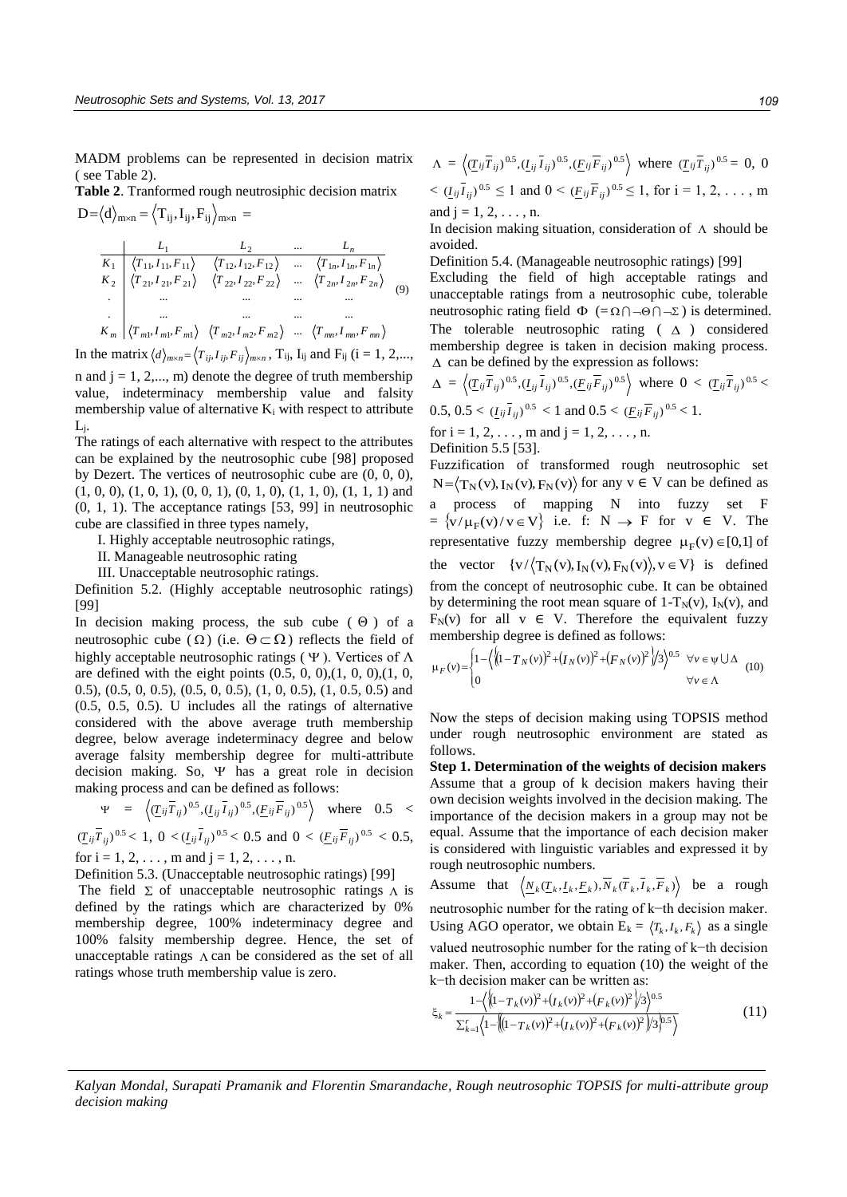MADM problems can be represented in decision matrix ( see Table 2).

**Table 2**. Tranformed rough neutrosiphic decision matrix

$$D = \langle d \rangle_{m\times n} = \langle T_{ij}, I_{ij}, F_{ij} \rangle_{m\times n} =$$

$$\begin{array}{c|cccc} & L_1 & L_2 & \dots & L_n \\ \hline K_1 & \langle T_{11}, I_{11}, F_{11}\rangle & \langle T_{12}, I_{12}, F_{12}\rangle & \dots & \langle T_{1n}, I_{1n}, F_{1n}\rangle \\ K_2 & \langle T_{21}, I_{21}, F_{21}\rangle & \langle T_{22}, I_{22}, F_{22}\rangle & \dots & \langle T_{2n}, I_{2n}, F_{2n}\rangle \\ . & \dots & \dots & \dots & \dots \\ . & \dots & \dots & \dots & \dots \\ K_m & \langle T_{m1}, I_{m1}, F_{m1}\rangle & \langle T_{m2}, I_{m2}, F_{m2}\rangle & \dots & \langle T_{mn}, I_{mn}, F_{mn}\rangle \end{array} \quad (9)$$

In the matrix $\langle d \rangle_{m\times n} = \langle T_{ij}, I_{ij}, F_{ij} \rangle_{m\times n}$, $T_{ij}$, $I_{ij}$ and $F_{ij}$ (i = 1, 2,..., n and j = 1, 2,..., m) denote the degree of truth membership value, indeterminacy membership value and falsity membership value of alternative $K_i$ with respect to attribute $L_j$.

The ratings of each alternative with respect to the attributes can be explained by the neutrosophic cube [98] proposed by Dezert. The vertices of neutrosophic cube are (0, 0, 0), (1, 0, 0), (1, 0, 1), (0, 0, 1), (0, 1, 0), (1, 1, 0), (1, 1, 1) and (0, 1, 1). The acceptance ratings [53, 99] in neutrosophic cube are classified in three types namely,

I. Highly acceptable neutrosophic ratings,

II. Manageable neutrosophic rating

III. Unacceptable neutrosophic ratings.

Definition 5.2. (Highly acceptable neutrosophic ratings) [99]

In decision making process, the sub cube ( $\Theta$ ) of a neutrosophic cube ( $\Omega$ ) (i.e. $\Theta \subset \Omega$ ) reflects the field of highly acceptable neutrosophic ratings ( $\Psi$ ). Vertices of $\Lambda$ are defined with the eight points (0.5, 0, 0),(1, 0, 0),(1, 0, 0.5), (0.5, 0, 0.5), (0.5, 0, 0.5), (1, 0, 0.5), (1, 0.5, 0.5) and (0.5, 0.5, 0.5). U includes all the ratings of alternative considered with the above average truth membership degree, below average indeterminacy degree and below average falsity membership degree for multi-attribute decision making. So, $\Psi$ has a great role in decision making process and can be defined as follows:

$\Psi = \left\langle (\underline{T}_{ij}\overline{T}_{ij})^{0.5}, (\underline{I}_{ij}\overline{I}_{ij})^{0.5}, (\underline{F}_{ij}\overline{F}_{ij})^{0.5} \right\rangle$ where $0.5 < (\underline{T}_{ij}\overline{T}_{ij})^{0.5} < 1$, $0 < (\underline{I}_{ij}\overline{I}_{ij})^{0.5} < 0.5$ and $0 < (\underline{F}_{ij}\overline{F}_{ij})^{0.5} < 0.5$, for i = 1, 2, . . . , m and j = 1, 2, . . . , n.

Definition 5.3. (Unacceptable neutrosophic ratings) [99]

The field $\Sigma$ of unacceptable neutrosophic ratings $\Lambda$ is defined by the ratings which are characterized by 0% membership degree, 100% indeterminacy degree and 100% falsity membership degree. Hence, the set of unacceptable ratings $\Lambda$ can be considered as the set of all ratings whose truth membership value is zero.

$\Lambda = \left\langle (\underline{T}_{ij}\overline{T}_{ij})^{0.5}, (\underline{I}_{ij}\overline{I}_{ij})^{0.5}, (\underline{F}_{ij}\overline{F}_{ij})^{0.5} \right\rangle$ where $(\underline{T}_{ij}\overline{T}_{ij})^{0.5} = 0$, $0 < (\underline{I}_{ij}\overline{I}_{ij})^{0.5} \le 1$ and $0 < (\underline{F}_{ij}\overline{F}_{ij})^{0.5} \le 1$, for i = 1, 2, . . . , m and j = 1, 2, . . . , n.

In decision making situation, consideration of $\Lambda$ should be avoided.

Definition 5.4. (Manageable neutrosophic ratings) [99]

Excluding the field of high acceptable ratings and unacceptable ratings from a neutrosophic cube, tolerable neutrosophic rating field $\Phi$ $(= \Omega \cap \neg\Theta \cap \neg\Sigma)$ is determined. The tolerable neutrosophic rating ( $\Delta$ ) considered membership degree is taken in decision making process. $\Delta$ can be defined by the expression as follows:

$\Delta = \left\langle (\underline{T}_{ij}\overline{T}_{ij})^{0.5}, (\underline{I}_{ij}\overline{I}_{ij})^{0.5}, (\underline{F}_{ij}\overline{F}_{ij})^{0.5} \right\rangle$ where $0 < (\underline{T}_{ij}\overline{T}_{ij})^{0.5} < 0.5$, $0.5 < (\underline{I}_{ij}\overline{I}_{ij})^{0.5} < 1$ and $0.5 < (\underline{F}_{ij}\overline{F}_{ij})^{0.5} < 1$.

for i = 1, 2, . . . , m and j = 1, 2, . . . , n.

Definition 5.5 [53].

Fuzzification of transformed rough neutrosophic set $N = \langle T_N(v), I_N(v), F_N(v) \rangle$ for any v ∈ V can be defined as a process of mapping N into fuzzy set F $= \{v / \mu_F(v) / v \in V\}$ i.e. f: N $\rightarrow$ F for v ∈ V. The representative fuzzy membership degree $\mu_F(v) \in [0,1]$ of the vector $\{v / \langle T_N(v), I_N(v), F_N(v) \rangle, v \in V\}$ is defined from the concept of neutrosophic cube. It can be obtained by determining the root mean square of $1-T_N(v)$, $I_N(v)$, and $F_N(v)$ for all v ∈ V. Therefore the equivalent fuzzy membership degree is defined as follows:

$$\mu_F(v) = \begin{cases} 1 - \left\langle \left\{ (1-T_N(v))^2 + (I_N(v))^2 + (F_N(v))^2 \right\} / 3 \right\rangle^{0.5} & \forall v \in \Psi \cup \Delta \\ 0 & \forall v \in \Lambda \end{cases} \quad (10)$$

Now the steps of decision making using TOPSIS method under rough neutrosophic environment are stated as follows.

**Step 1. Determination of the weights of decision makers**

Assume that a group of k decision makers having their own decision weights involved in the decision making. The importance of the decision makers in a group may not be equal. Assume that the importance of each decision maker is considered with linguistic variables and expressed it by rough neutrosophic numbers.

Assume that $\left\langle \underline{N}_k(\underline{T}_k, \underline{I}_k, \underline{F}_k), \overline{N}_k(\overline{T}_k, \overline{I}_k, \overline{F}_k) \right\rangle$ be a rough neutrosophic number for the rating of k−th decision maker. Using AGO operator, we obtain $E_k = \langle T_k, I_k, F_k \rangle$ as a single valued neutrosophic number for the rating of k−th decision maker. Then, according to equation (10) the weight of the k−th decision maker can be written as:

$$\xi_k = \frac{1 - \left\langle \left\{ (1-T_k(v))^2 + (I_k(v))^2 + (F_k(v))^2 \right\} / 3 \right\rangle^{0.5}}{\sum_{k=1}^{r} \left\langle 1 - \left\{ (1-T_k(v))^2 + (I_k(v))^2 + (F_k(v))^2 \right\} / 3 \right\rangle^{0.5}} \quad (11)$$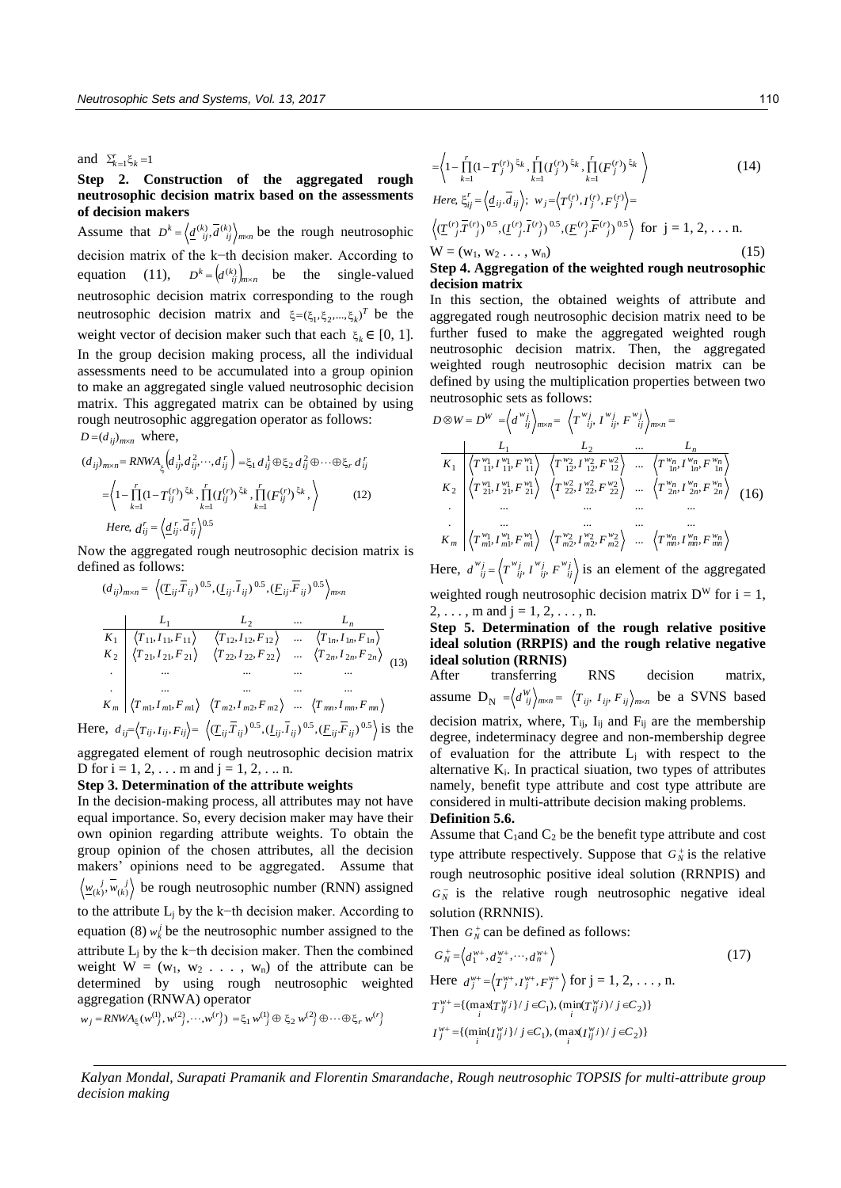and $\sum_{k=1}^{r}\xi_k = 1$

**Step 2. Construction of the aggregated rough neutrosophic decision matrix based on the assessments of decision makers**

Assume that $D^k = \left\langle \underline{d}_{ij}^{(k)}, \overline{d}_{ij}^{(k)} \right\rangle_{m\times n}$ be the rough neutrosophic decision matrix of the k−th decision maker. According to equation (11), $D^k = \left(d_{ij}^{(k)}\right)_{m\times n}$ be the single-valued neutrosophic decision matrix corresponding to the rough neutrosophic decision matrix and $\xi = (\xi_1, \xi_2, ..., \xi_k)^T$ be the weight vector of decision maker such that each $\xi_k \in [0, 1]$. In the group decision making process, all the individual assessments need to be accumulated into a group opinion to make an aggregated single valued neutrosophic decision matrix. This aggregated matrix can be obtained by using rough neutrosophic aggregation operator as follows:

$D = (d_{ij})_{m\times n}$ where,

$$(d_{ij})_{m\times n} = RNWA_{\xi}\left(d_{ij}^1, d_{ij}^2, \cdots, d_{ij}^r\right) = \xi_1 d_{ij}^1 \oplus \xi_2 d_{ij}^2 \oplus \cdots \oplus \xi_r d_{ij}^r$$

$$= \left\langle 1 - \prod_{k=1}^{r}(1 - T_{ij}^{(r)})^{\xi_k}, \prod_{k=1}^{r}(I_{ij}^{(r)})^{\xi_k}, \prod_{k=1}^{r}(F_{ij}^{(r)})^{\xi_k}, \right\rangle \tag{12}$$

$$Here,\ d_{ij}^r = \left\langle \underline{d}_{ij}^r . \overline{d}_{ij}^r \right\rangle^{0.5}$$

Now the aggregated rough neutrosophic decision matrix is defined as follows:

$$(d_{ij})_{m\times n} = \left\langle (\underline{T}_{ij}.\overline{T}_{ij})^{0.5}, (\underline{I}_{ij}.\overline{I}_{ij})^{0.5}, (\underline{F}_{ij}.\overline{F}_{ij})^{0.5} \right\rangle_{m\times n}$$

$$\begin{array}{c|cccc} & L_1 & L_2 & \cdots & L_n \\ \hline K_1 & \langle T_{11}, I_{11}, F_{11} \rangle & \langle T_{12}, I_{12}, F_{12} \rangle & \cdots & \langle T_{1n}, I_{1n}, F_{1n} \rangle \\ K_2 & \langle T_{21}, I_{21}, F_{21} \rangle & \langle T_{22}, I_{22}, F_{22} \rangle & \cdots & \langle T_{2n}, I_{2n}, F_{2n} \rangle \\ . & \cdots & \cdots & \cdots & \cdots \\ . & \cdots & \cdots & \cdots & \cdots \\ K_m & \langle T_{m1}, I_{m1}, F_{m1} \rangle & \langle T_{m2}, I_{m2}, F_{m2} \rangle & \cdots & \langle T_{mn}, I_{mn}, F_{mn} \rangle \end{array} \tag{13}$$

Here, $d_{ij} = \langle T_{ij}, I_{ij}, F_{ij} \rangle = \left\langle (\underline{T}_{ij}.\overline{T}_{ij})^{0.5}, (\underline{I}_{ij}.\overline{I}_{ij})^{0.5}, (\underline{F}_{ij}.\overline{F}_{ij})^{0.5} \right\rangle$ is the aggregated element of rough neutrosophic decision matrix D for i = 1, 2, . . . m and j = 1, 2, . .. n.

**Step 3. Determination of the attribute weights**

In the decision-making process, all attributes may not have equal importance. So, every decision maker may have their own opinion regarding attribute weights. To obtain the group opinion of the chosen attributes, all the decision makers' opinions need to be aggregated. Assume that $\left\langle \underline{w}_{(k)}^j, \overline{w}_{(k)}^j \right\rangle$ be rough neutrosophic number (RNN) assigned to the attribute $L_j$ by the k−th decision maker. According to equation (8) $w_k^j$ be the neutrosophic number assigned to the attribute $L_j$ by the k−th decision maker. Then the combined weight W = ($w_1$, $w_2$ . . . , $w_n$) of the attribute can be determined by using rough neutrosophic weighted aggregation (RNWA) operator

$$w_j = RNWA_{\xi}(w_j^{(1)}, w_j^{(2)}, \cdots, w_j^{(r)}) = \xi_1 w_j^{(1)} \oplus \xi_2 w_j^{(2)} \oplus \cdots \oplus \xi_r w_j^{(r)}$$

$$= \left\langle 1 - \prod_{k=1}^{r}(1 - T_j^{(r)})^{\xi_k}, \prod_{k=1}^{r}(I_j^{(r)})^{\xi_k}, \prod_{k=1}^{r}(F_j^{(r)})^{\xi_k} \right\rangle \tag{14}$$

$$Here,\ \xi_{ij}^r = \left\langle \underline{d}_{ij} . \overline{d}_{ij} \right\rangle;\ w_j = \left\langle T_j^{(r)}, I_j^{(r)}, F_j^{(r)} \right\rangle =$$

$\left\langle (\underline{T}_j^{(r)}.\overline{T}_j^{(r)})^{0.5}, (\underline{I}_j^{(r)}.\overline{I}_j^{(r)})^{0.5}, (\underline{F}_j^{(r)}.\overline{F}_j^{(r)})^{0.5} \right\rangle$ for j = 1, 2, . . . n.

$$W = (w_1, w_2, \ldots, w_n) \tag{15}$$

**Step 4. Aggregation of the weighted rough neutrosophic decision matrix**

In this section, the obtained weights of attribute and aggregated rough neutrosophic decision matrix need to be further fused to make the aggregated weighted rough neutrosophic decision matrix. Then, the aggregated weighted rough neutrosophic decision matrix can be defined by using the multiplication properties between two neutrosophic sets as follows:

$$D \otimes W = D^W = \left\langle d_{ij}^{w_j} \right\rangle_{m\times n} = \left\langle T_{ij}^{w_j}, I_{ij}^{w_j}, F_{ij}^{w_j} \right\rangle_{m\times n} =$$

$$\begin{array}{c|cccc} & L_1 & L_2 & \cdots & L_n \\ \hline K_1 & \langle T_{11}^{w_1}, I_{11}^{w_1}, F_{11}^{w_1} \rangle & \langle T_{12}^{w_2}, I_{12}^{w_2}, F_{12}^{w_2} \rangle & \cdots & \langle T_{1n}^{w_n}, I_{1n}^{w_n}, F_{1n}^{w_n} \rangle \\ K_2 & \langle T_{21}^{w_1}, I_{21}^{w_1}, F_{21}^{w_1} \rangle & \langle T_{22}^{w_2}, I_{22}^{w_2}, F_{22}^{w_2} \rangle & \cdots & \langle T_{2n}^{w_n}, I_{2n}^{w_n}, F_{2n}^{w_n} \rangle \\ . & \cdots & \cdots & \cdots & \cdots \\ . & \cdots & \cdots & \cdots & \cdots \\ K_m & \langle T_{m1}^{w_1}, I_{m1}^{w_1}, F_{m1}^{w_1} \rangle & \langle T_{m2}^{w_2}, I_{m2}^{w_2}, F_{m2}^{w_2} \rangle & \cdots & \langle T_{mn}^{w_n}, I_{mn}^{w_n}, F_{mn}^{w_n} \rangle \end{array} \tag{16}$$

Here, $d_{ij}^{w_j} = \left\langle T_{ij}^{w_j}, I_{ij}^{w_j}, F_{ij}^{w_j} \right\rangle$ is an element of the aggregated weighted rough neutrosophic decision matrix $D^W$ for i = 1, 2, . . . , m and j = 1, 2, . . . , n.

**Step 5. Determination of the rough relative positive ideal solution (RRPIS) and the rough relative negative ideal solution (RRNIS)**

After transferring RNS decision matrix, assume $D_N = \left\langle d_{ij}^W \right\rangle_{m\times n} = \left\langle T_{ij}, I_{ij}, F_{ij} \right\rangle_{m\times n}$ be a SVNS based decision matrix, where, $T_{ij}$, $I_{ij}$ and $F_{ij}$ are the membership degree, indeterminacy degree and non-membership degree of evaluation for the attribute $L_j$ with respect to the alternative $K_i$. In practical siuation, two types of attributes namely, benefit type attribute and cost type attribute are considered in multi-attribute decision making problems.

**Definition 5.6.**

Assume that $C_1$and $C_2$ be the benefit type attribute and cost type attribute respectively. Suppose that $G_N^+$ is the relative rough neutrosophic positive ideal solution (RRNPIS) and $G_N^-$ is the relative rough neutrosophic negative ideal solution (RRNNIS).

Then $G_N^+$ can be defined as follows:

$$G_N^+ = \left\langle d_1^{w+}, d_2^{w+}, \cdots, d_n^{w+} \right\rangle \tag{17}$$

Here $d_j^{w+} = \left\langle T_j^{w+}, I_j^{w+}, F_j^{w+} \right\rangle$ for j = 1, 2, . . . , n.

$$T_j^{w+} = \{(\max_i \{T_{ij}^{w_j}\} / j \in C_1), (\min_i (T_{ij}^{w_j}) / j \in C_2)\}$$

$$I_j^{w+} = \{(\min_i \{I_{ij}^{w_j}\} / j \in C_1), (\max_i (I_{ij}^{w_j}) / j \in C_2)\}$$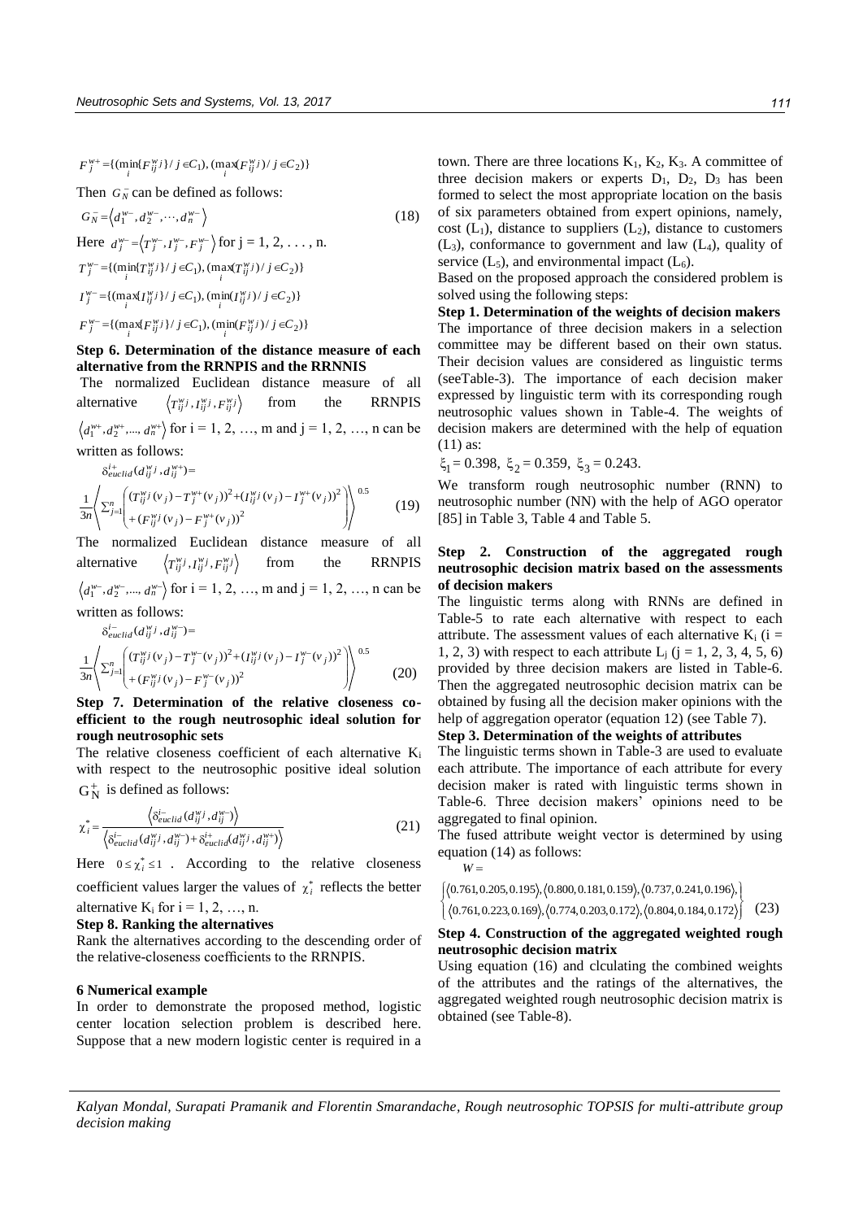$$F_j^{w+} = \{(\min_i\{F_{ij}^{w}{}^{j}\} / j \in C_1), (\max_i(F_{ij}^{w}{}^{j}) / j \in C_2)\}$$

Then $G_N^-$ can be defined as follows:

$$G_N^- = \left\langle d_1^{w-}, d_2^{w-}, \cdots, d_n^{w-} \right\rangle \tag{18}$$

Here $d_j^{w-} = \left\langle T_j^{w-}, I_j^{w-}, F_j^{w-} \right\rangle$ for j = 1, 2, . . . , n.

$$T_j^{w-} = \{(\min_i\{T_{ij}^{w}{}^{j}\} / j \in C_1), (\max_i(T_{ij}^{w}{}^{j}) / j \in C_2)\}$$

$$I_j^{w-} = \{(\max_i\{I_{ij}^{w}{}^{j}\} / j \in C_1), (\min_i(I_{ij}^{w}{}^{j}) / j \in C_2)\}$$

$$F_j^{w-} = \{(\max_i\{F_{ij}^{w}{}^{j}\} / j \in C_1), (\min_i(F_{ij}^{w}{}^{j}) / j \in C_2)\}$$

**Step 6. Determination of the distance measure of each alternative from the RRNPIS and the RRNNIS**

The normalized Euclidean distance measure of all alternative $\left\langle T_{ij}^{w}{}^{j}, I_{ij}^{w}{}^{j}, F_{ij}^{w}{}^{j} \right\rangle$ from the RRNPIS $\left\langle d_1^{w+}, d_2^{w+}, ..., d_n^{w+} \right\rangle$ for i = 1, 2, …, m and j = 1, 2, …, n can be written as follows:

$$\delta_{euclid}^{i+}(d_{ij}^{w}{}^{j}, d_{ij}^{w+}) = \frac{1}{3n}\left\langle \sum_{j=1}^{n}\begin{pmatrix} (T_{ij}^{w}{}^{j}(v_j) - T_j^{w+}(v_j))^2 + (I_{ij}^{w}{}^{j}(v_j) - I_j^{w+}(v_j))^2 \\ + (F_{ij}^{w}{}^{j}(v_j) - F_j^{w+}(v_j))^2 \end{pmatrix} \right\rangle^{0.5} \tag{19}$$

The normalized Euclidean distance measure of all alternative $\left\langle T_{ij}^{w}{}^{j}, I_{ij}^{w}{}^{j}, F_{ij}^{w}{}^{j} \right\rangle$ from the RRNPIS $\left\langle d_1^{w-}, d_2^{w-}, ..., d_n^{w-} \right\rangle$ for i = 1, 2, …, m and j = 1, 2, …, n can be written as follows:

$$\delta_{euclid}^{i-}(d_{ij}^{w}{}^{j}, d_{ij}^{w-}) = \frac{1}{3n}\left\langle \sum_{j=1}^{n}\begin{pmatrix} (T_{ij}^{w}{}^{j}(v_j) - T_j^{w-}(v_j))^2 + (I_{ij}^{w}{}^{j}(v_j) - I_j^{w-}(v_j))^2 \\ + (F_{ij}^{w}{}^{j}(v_j) - F_j^{w-}(v_j))^2 \end{pmatrix} \right\rangle^{0.5} \tag{20}$$

**Step 7. Determination of the relative closeness co-efficient to the rough neutrosophic ideal solution for rough neutrosophic sets**

The relative closeness coefficient of each alternative $K_i$ with respect to the neutrosophic positive ideal solution $G_N^+$ is defined as follows:

$$\chi_i^* = \frac{\left\langle \delta_{euclid}^{i-}(d_{ij}^{w}{}^{j}, d_{ij}^{w-}) \right\rangle}{\left\langle \delta_{euclid}^{i-}(d_{ij}^{w}{}^{j}, d_{ij}^{w-}) + \delta_{euclid}^{i+}(d_{ij}^{w}{}^{j}, d_{ij}^{w+}) \right\rangle} \tag{21}$$

Here $0 \le \chi_i^* \le 1$. According to the relative closeness coefficient values larger the values of $\chi_i^*$ reflects the better alternative $K_i$ for i = 1, 2, …, n.

**Step 8. Ranking the alternatives**

Rank the alternatives according to the descending order of the relative-closeness coefficients to the RRNPIS.

## 6 Numerical example

In order to demonstrate the proposed method, logistic center location selection problem is described here. Suppose that a new modern logistic center is required in a town. There are three locations $K_1$, $K_2$, $K_3$. A committee of three decision makers or experts $D_1$, $D_2$, $D_3$ has been formed to select the most appropriate location on the basis of six parameters obtained from expert opinions, namely, cost ($L_1$), distance to suppliers ($L_2$), distance to customers ($L_3$), conformance to government and law ($L_4$), quality of service ($L_5$), and environmental impact ($L_6$).

Based on the proposed approach the considered problem is solved using the following steps:

**Step 1. Determination of the weights of decision makers**

The importance of three decision makers in a selection committee may be different based on their own status. Their decision values are considered as linguistic terms (seeTable-3). The importance of each decision maker expressed by linguistic term with its corresponding rough neutrosophic values shown in Table-4. The weights of decision makers are determined with the help of equation (11) as:

$\xi_1 = 0.398,\ \xi_2 = 0.359,\ \xi_3 = 0.243.$

We transform rough neutrosophic number (RNN) to neutrosophic number (NN) with the help of AGO operator [85] in Table 3, Table 4 and Table 5.

**Step 2. Construction of the aggregated rough neutrosophic decision matrix based on the assessments of decision makers**

The linguistic terms along with RNNs are defined in Table-5 to rate each alternative with respect to each attribute. The assessment values of each alternative $K_i$ (i = 1, 2, 3) with respect to each attribute $L_j$ (j = 1, 2, 3, 4, 5, 6) provided by three decision makers are listed in Table-6. Then the aggregated neutrosophic decision matrix can be obtained by fusing all the decision maker opinions with the help of aggregation operator (equation 12) (see Table 7).

**Step 3. Determination of the weights of attributes**

The linguistic terms shown in Table-3 are used to evaluate each attribute. The importance of each attribute for every decision maker is rated with linguistic terms shown in Table-6. Three decision makers' opinions need to be aggregated to final opinion.

The fused attribute weight vector is determined by using equation (14) as follows:

$$W = \begin{Bmatrix} \langle 0.761, 0.205, 0.195 \rangle, \langle 0.800, 0.181, 0.159 \rangle, \langle 0.737, 0.241, 0.196 \rangle, \\ \langle 0.761, 0.223, 0.169 \rangle, \langle 0.774, 0.203, 0.172 \rangle, \langle 0.804, 0.184, 0.172 \rangle \end{Bmatrix} \tag{23}$$

**Step 4. Construction of the aggregated weighted rough neutrosophic decision matrix**

Using equation (16) and clculating the combined weights of the attributes and the ratings of the alternatives, the aggregated weighted rough neutrosophic decision matrix is obtained (see Table-8).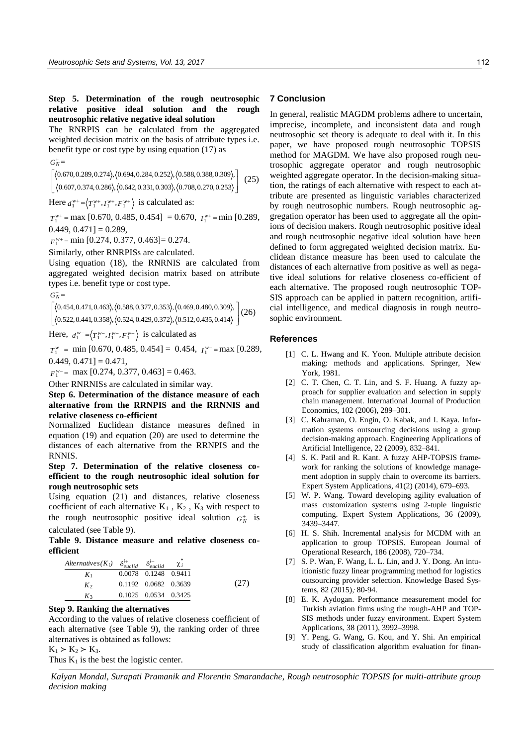**Step 5. Determination of the rough neutrosophic relative positive ideal solution and the rough neutrosophic relative negative ideal solution**

The RNRPIS can be calculated from the aggregated weighted decision matrix on the basis of attribute types i.e. benefit type or cost type by using equation (17) as

$$G_N^+ = \begin{bmatrix} \langle 0.670, 0.289, 0.274 \rangle, \langle 0.694, 0.284, 0.252 \rangle, \langle 0.588, 0.388, 0.309 \rangle, \\ \langle 0.607, 0.374, 0.286 \rangle, \langle 0.642, 0.331, 0.303 \rangle, \langle 0.708, 0.270, 0.253 \rangle \end{bmatrix} \quad (25)$$

Here $d_1^{w+} = \langle T_1^{w+}, I_1^{w+}, F_1^{w+} \rangle$ is calculated as:

$T_1^{w+} =$ max [0.670, 0.485, 0.454] = 0.670, $I_1^{w+} =$ min [0.289, 0.449, 0.471] = 0.289,

$F_1^{w+} =$ min [0.274, 0.377, 0.463]= 0.274.

Similarly, other RNRPISs are calculated.

Using equation (18), the RNRNIS are calculated from aggregated weighted decision matrix based on attribute types i.e. benefit type or cost type.

$$G_N^- = \begin{bmatrix} \langle 0.454, 0.471, 0.463 \rangle, \langle 0.588, 0.377, 0.353 \rangle, \langle 0.469, 0.480, 0.309 \rangle, \\ \langle 0.522, 0.441, 0.358 \rangle, \langle 0.524, 0.429, 0.372 \rangle, \langle 0.512, 0.435, 0.414 \rangle \end{bmatrix} \quad (26)$$

Here, $d_1^{w-} = \langle T_1^{w-}, I_1^{w-}, F_1^{w-} \rangle$ is calculated as

$T_1^{w} =$ min [0.670, 0.485, 0.454] = 0.454, $I_1^{w-} =$ max [0.289, 0.449, 0.471] = 0.471,

$F_1^{w-} =$ max [0.274, 0.377, 0.463] = 0.463.

Other RNRNISs are calculated in similar way.

**Step 6. Determination of the distance measure of each alternative from the RRNPIS and the RRNNIS and relative closeness co-efficient**

Normalized Euclidean distance measures defined in equation (19) and equation (20) are used to determine the distances of each alternative from the RRNPIS and the RNNIS.

**Step 7. Determination of the relative closeness co-efficient to the rough neutrosophic ideal solution for rough neutrosophic sets**

Using equation (21) and distances, relative closeness coefficient of each alternative $K_1$ , $K_2$ , $K_3$ with respect to the rough neutrosophic positive ideal solution $G_N^+$ is calculated (see Table 9).

**Table 9. Distance measure and relative closeness co-efficient**

| $Alternatives(K_i)$ | $\delta_{euclid}^{i+}$ | $\delta_{euclid}^{i-}$ | $\chi_i^*$ |
|---|---|---|---|
| $K_1$ | 0.0078 | 0.1248 | 0.9411 |
| $K_2$ | 0.1192 | 0.0682 | 0.3639 |
| $K_3$ | 0.1025 | 0.0534 | 0.3425 |

(27)

**Step 9. Ranking the alternatives**

According to the values of relative closeness coefficient of each alternative (see Table 9), the ranking order of three alternatives is obtained as follows:

$K_1 \succ K_2 \succ K_3$.

Thus $K_1$ is the best the logistic center.

## 7 Conclusion

In general, realistic MAGDM problems adhere to uncertain, imprecise, incomplete, and inconsistent data and rough neutrosophic set theory is adequate to deal with it. In this paper, we have proposed rough neutrosophic TOPSIS method for MAGDM. We have also proposed rough neutrosophic aggregate operator and rough neutrosophic weighted aggregate operator. In the decision-making situation, the ratings of each alternative with respect to each attribute are presented as linguistic variables characterized by rough neutrosophic numbers. Rough neutrosophic aggregation operator has been used to aggregate all the opinions of decision makers. Rough neutrosophic positive ideal and rough neutrosophic negative ideal solution have been defined to form aggregated weighted decision matrix. Euclidean distance measure has been used to calculate the distances of each alternative from positive as well as negative ideal solutions for relative closeness co-efficient of each alternative. The proposed rough neutrosophic TOPSIS approach can be applied in pattern recognition, artificial intelligence, and medical diagnosis in rough neutrosophic environment.

## References

[1] C. L. Hwang and K. Yoon. Multiple attribute decision making: methods and applications. Springer, New York, 1981.

[2] C. T. Chen, C. T. Lin, and S. F. Huang. A fuzzy approach for supplier evaluation and selection in supply chain management. International Journal of Production Economics, 102 (2006), 289–301.

[3] C. Kahraman, O. Engin, O. Kabak, and I. Kaya. Information systems outsourcing decisions using a group decision-making approach. Engineering Applications of Artificial Intelligence, 22 (2009), 832–841.

[4] S. K. Patil and R. Kant. A fuzzy AHP-TOPSIS framework for ranking the solutions of knowledge management adoption in supply chain to overcome its barriers. Expert System Applications, 41(2) (2014), 679–693.

[5] W. P. Wang. Toward developing agility evaluation of mass customization systems using 2-tuple linguistic computing. Expert System Applications, 36 (2009), 3439–3447.

[6] H. S. Shih. Incremental analysis for MCDM with an application to group TOPSIS. European Journal of Operational Research, 186 (2008), 720–734.

[7] S. P. Wan, F. Wang, L. L. Lin, and J. Y. Dong. An intuitionistic fuzzy linear programming method for logistics outsourcing provider selection. Knowledge Based Systems, 82 (2015), 80-94.

[8] E. K. Aydogan. Performance measurement model for Turkish aviation firms using the rough-AHP and TOPSIS methods under fuzzy environment. Expert System Applications, 38 (2011), 3992–3998.

[9] Y. Peng, G. Wang, G. Kou, and Y. Shi. An empirical study of classification algorithm evaluation for finan-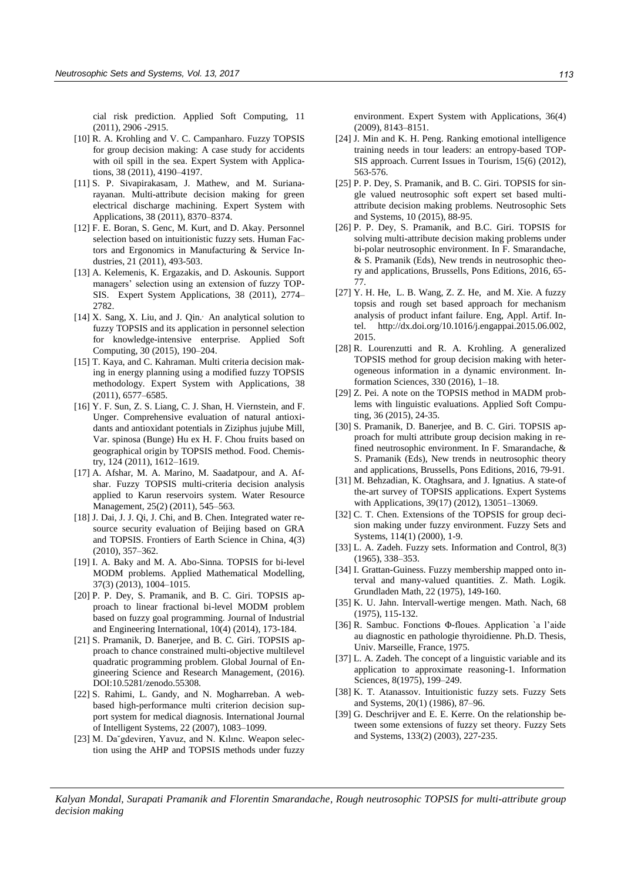cial risk prediction. Applied Soft Computing, 11 (2011), 2906 -2915.

[10] R. A. Krohling and V. C. Campanharo. Fuzzy TOPSIS for group decision making: A case study for accidents with oil spill in the sea. Expert System with Applications, 38 (2011), 4190–4197.

[11] S. P. Sivapirakasam, J. Mathew, and M. Surianarayanan. Multi-attribute decision making for green electrical discharge machining. Expert System with Applications, 38 (2011), 8370–8374.

[12] F. E. Boran, S. Genc, M. Kurt, and D. Akay. Personnel selection based on intuitionistic fuzzy sets. Human Factors and Ergonomics in Manufacturing & Service Industries, 21 (2011), 493-503.

[13] A. Kelemenis, K. Ergazakis, and D. Askounis. Support managers' selection using an extension of fuzzy TOPSIS. Expert System Applications, 38 (2011), 2774–2782.

[14] X. Sang, X. Liu, and J. Qin. An analytical solution to fuzzy TOPSIS and its application in personnel selection for knowledge-intensive enterprise. Applied Soft Computing, 30 (2015), 190–204.

[15] T. Kaya, and C. Kahraman. Multi criteria decision making in energy planning using a modified fuzzy TOPSIS methodology. Expert System with Applications, 38 (2011), 6577–6585.

[16] Y. F. Sun, Z. S. Liang, C. J. Shan, H. Viernstein, and F. Unger. Comprehensive evaluation of natural antioxidants and antioxidant potentials in Ziziphus jujube Mill, Var. spinosa (Bunge) Hu ex H. F. Chou fruits based on geographical origin by TOPSIS method. Food. Chemistry, 124 (2011), 1612–1619.

[17] A. Afshar, M. A. Marino, M. Saadatpour, and A. Afshar. Fuzzy TOPSIS multi-criteria decision analysis applied to Karun reservoirs system. Water Resource Management, 25(2) (2011), 545–563.

[18] J. Dai, J. J. Qi, J. Chi, and B. Chen. Integrated water resource security evaluation of Beijing based on GRA and TOPSIS. Frontiers of Earth Science in China, 4(3) (2010), 357–362.

[19] I. A. Baky and M. A. Abo-Sinna. TOPSIS for bi-level MODM problems. Applied Mathematical Modelling, 37(3) (2013), 1004–1015.

[20] P. P. Dey, S. Pramanik, and B. C. Giri. TOPSIS approach to linear fractional bi-level MODM problem based on fuzzy goal programming. Journal of Industrial and Engineering International, 10(4) (2014), 173-184.

[21] S. Pramanik, D. Banerjee, and B. C. Giri. TOPSIS approach to chance constrained multi-objective multilevel quadratic programming problem. Global Journal of Engineering Science and Research Management, (2016). DOI:10.5281/zenodo.55308.

[22] S. Rahimi, L. Gandy, and N. Mogharreban. A web-based high-performance multi criterion decision support system for medical diagnosis. International Journal of Intelligent Systems, 22 (2007), 1083–1099.

[23] M. Da˘gdeviren, Yavuz, and N. Kılınc. Weapon selection using the AHP and TOPSIS methods under fuzzy environment. Expert System with Applications, 36(4) (2009), 8143–8151.

[24] J. Min and K. H. Peng. Ranking emotional intelligence training needs in tour leaders: an entropy-based TOPSIS approach. Current Issues in Tourism, 15(6) (2012), 563-576.

[25] P. P. Dey, S. Pramanik, and B. C. Giri. TOPSIS for single valued neutrosophic soft expert set based multi-attribute decision making problems. Neutrosophic Sets and Systems, 10 (2015), 88-95.

[26] P. P. Dey, S. Pramanik, and B.C. Giri. TOPSIS for solving multi-attribute decision making problems under bi-polar neutrosophic environment. In F. Smarandache, & S. Pramanik (Eds), New trends in neutrosophic theory and applications, Brussells, Pons Editions, 2016, 65-77.

[27] Y. H. He, L. B. Wang, Z. Z. He, and M. Xie. A fuzzy topsis and rough set based approach for mechanism analysis of product infant failure. Eng, Appl. Artif. Intel. http://dx.doi.org/10.1016/j.engappai.2015.06.002, 2015.

[28] R. Lourenzutti and R. A. Krohling. A generalized TOPSIS method for group decision making with heterogeneous information in a dynamic environment. Information Sciences, 330 (2016), 1–18.

[29] Z. Pei. A note on the TOPSIS method in MADM problems with linguistic evaluations. Applied Soft Computing, 36 (2015), 24-35.

[30] S. Pramanik, D. Banerjee, and B. C. Giri. TOPSIS approach for multi attribute group decision making in refined neutrosophic environment. In F. Smarandache, & S. Pramanik (Eds), New trends in neutrosophic theory and applications, Brussells, Pons Editions, 2016, 79-91.

[31] M. Behzadian, K. Otaghsara, and J. Ignatius. A state-of the-art survey of TOPSIS applications. Expert Systems with Applications, 39(17) (2012), 13051–13069.

[32] C. T. Chen. Extensions of the TOPSIS for group decision making under fuzzy environment. Fuzzy Sets and Systems, 114(1) (2000), 1-9.

[33] L. A. Zadeh. Fuzzy sets. Information and Control, 8(3) (1965), 338–353.

[34] I. Grattan-Guiness. Fuzzy membership mapped onto interval and many-valued quantities. Z. Math. Logik. Grundladen Math, 22 (1975), 149-160.

[35] K. U. Jahn. Intervall-wertige mengen. Math. Nach, 68 (1975), 115-132.

[36] R. Sambuc. Fonctions Φ-floues. Application `a l'aide au diagnostic en pathologie thyroidienne. Ph.D. Thesis, Univ. Marseille, France, 1975.

[37] L. A. Zadeh. The concept of a linguistic variable and its application to approximate reasoning-1. Information Sciences, 8(1975), 199–249.

[38] K. T. Atanassov. Intuitionistic fuzzy sets. Fuzzy Sets and Systems, 20(1) (1986), 87–96.

[39] G. Deschrijver and E. E. Kerre. On the relationship between some extensions of fuzzy set theory. Fuzzy Sets and Systems, 133(2) (2003), 227-235.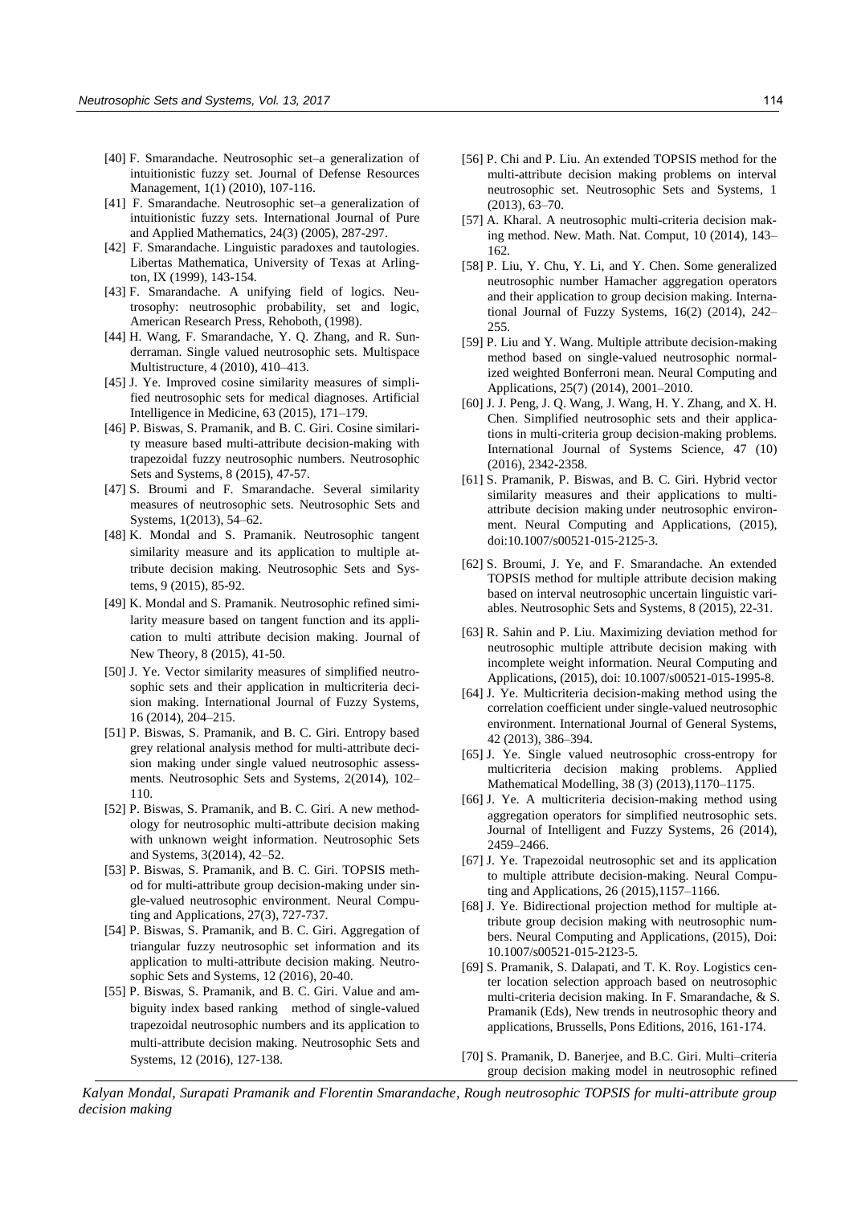[40] F. Smarandache. Neutrosophic set–a generalization of intuitionistic fuzzy set. Journal of Defense Resources Management, 1(1) (2010), 107-116.

[41] F. Smarandache. Neutrosophic set–a generalization of intuitionistic fuzzy sets. International Journal of Pure and Applied Mathematics, 24(3) (2005), 287-297.

[42] F. Smarandache. Linguistic paradoxes and tautologies. Libertas Mathematica, University of Texas at Arlington, IX (1999), 143-154.

[43] F. Smarandache. A unifying field of logics. Neutrosophy: neutrosophic probability, set and logic, American Research Press, Rehoboth, (1998).

[44] H. Wang, F. Smarandache, Y. Q. Zhang, and R. Sunderraman. Single valued neutrosophic sets. Multispace Multistructure, 4 (2010), 410–413.

[45] J. Ye. Improved cosine similarity measures of simplified neutrosophic sets for medical diagnoses. Artificial Intelligence in Medicine, 63 (2015), 171–179.

[46] P. Biswas, S. Pramanik, and B. C. Giri. Cosine similarity measure based multi-attribute decision-making with trapezoidal fuzzy neutrosophic numbers. Neutrosophic Sets and Systems, 8 (2015), 47-57.

[47] S. Broumi and F. Smarandache. Several similarity measures of neutrosophic sets. Neutrosophic Sets and Systems, 1(2013), 54–62.

[48] K. Mondal and S. Pramanik. Neutrosophic tangent similarity measure and its application to multiple attribute decision making. Neutrosophic Sets and Systems, 9 (2015), 85-92.

[49] K. Mondal and S. Pramanik. Neutrosophic refined similarity measure based on tangent function and its application to multi attribute decision making. Journal of New Theory, 8 (2015), 41-50.

[50] J. Ye. Vector similarity measures of simplified neutrosophic sets and their application in multicriteria decision making. International Journal of Fuzzy Systems, 16 (2014), 204–215.

[51] P. Biswas, S. Pramanik, and B. C. Giri. Entropy based grey relational analysis method for multi-attribute decision making under single valued neutrosophic assessments. Neutrosophic Sets and Systems, 2(2014), 102–110.

[52] P. Biswas, S. Pramanik, and B. C. Giri. A new methodology for neutrosophic multi-attribute decision making with unknown weight information. Neutrosophic Sets and Systems, 3(2014), 42–52.

[53] P. Biswas, S. Pramanik, and B. C. Giri. TOPSIS method for multi-attribute group decision-making under single-valued neutrosophic environment. Neural Computing and Applications, 27(3), 727-737.

[54] P. Biswas, S. Pramanik, and B. C. Giri. Aggregation of triangular fuzzy neutrosophic set information and its application to multi-attribute decision making. Neutrosophic Sets and Systems, 12 (2016), 20-40.

[55] P. Biswas, S. Pramanik, and B. C. Giri. Value and ambiguity index based ranking method of single-valued trapezoidal neutrosophic numbers and its application to multi-attribute decision making. Neutrosophic Sets and Systems, 12 (2016), 127-138.

[56] P. Chi and P. Liu. An extended TOPSIS method for the multi-attribute decision making problems on interval neutrosophic set. Neutrosophic Sets and Systems, 1 (2013), 63–70.

[57] A. Kharal. A neutrosophic multi-criteria decision making method. New. Math. Nat. Comput, 10 (2014), 143–162.

[58] P. Liu, Y. Chu, Y. Li, and Y. Chen. Some generalized neutrosophic number Hamacher aggregation operators and their application to group decision making. International Journal of Fuzzy Systems, 16(2) (2014), 242–255.

[59] P. Liu and Y. Wang. Multiple attribute decision-making method based on single-valued neutrosophic normalized weighted Bonferroni mean. Neural Computing and Applications, 25(7) (2014), 2001–2010.

[60] J. J. Peng, J. Q. Wang, J. Wang, H. Y. Zhang, and X. H. Chen. Simplified neutrosophic sets and their applications in multi-criteria group decision-making problems. International Journal of Systems Science, 47 (10) (2016), 2342-2358.

[61] S. Pramanik, P. Biswas, and B. C. Giri. Hybrid vector similarity measures and their applications to multi-attribute decision making under neutrosophic environment. Neural Computing and Applications, (2015), doi:10.1007/s00521-015-2125-3.

[62] S. Broumi, J. Ye, and F. Smarandache. An extended TOPSIS method for multiple attribute decision making based on interval neutrosophic uncertain linguistic variables. Neutrosophic Sets and Systems, 8 (2015), 22-31.

[63] R. Sahin and P. Liu. Maximizing deviation method for neutrosophic multiple attribute decision making with incomplete weight information. Neural Computing and Applications, (2015), doi: 10.1007/s00521-015-1995-8.

[64] J. Ye. Multicriteria decision-making method using the correlation coefficient under single-valued neutrosophic environment. International Journal of General Systems, 42 (2013), 386–394.

[65] J. Ye. Single valued neutrosophic cross-entropy for multicriteria decision making problems. Applied Mathematical Modelling, 38 (3) (2013),1170–1175.

[66] J. Ye. A multicriteria decision-making method using aggregation operators for simplified neutrosophic sets. Journal of Intelligent and Fuzzy Systems, 26 (2014), 2459–2466.

[67] J. Ye. Trapezoidal neutrosophic set and its application to multiple attribute decision-making. Neural Computing and Applications, 26 (2015),1157–1166.

[68] J. Ye. Bidirectional projection method for multiple attribute group decision making with neutrosophic numbers. Neural Computing and Applications, (2015), Doi: 10.1007/s00521-015-2123-5.

[69] S. Pramanik, S. Dalapati, and T. K. Roy. Logistics center location selection approach based on neutrosophic multi-criteria decision making. In F. Smarandache, & S. Pramanik (Eds), New trends in neutrosophic theory and applications, Brussells, Pons Editions, 2016, 161-174.

[70] S. Pramanik, D. Banerjee, and B.C. Giri. Multi–criteria group decision making model in neutrosophic refined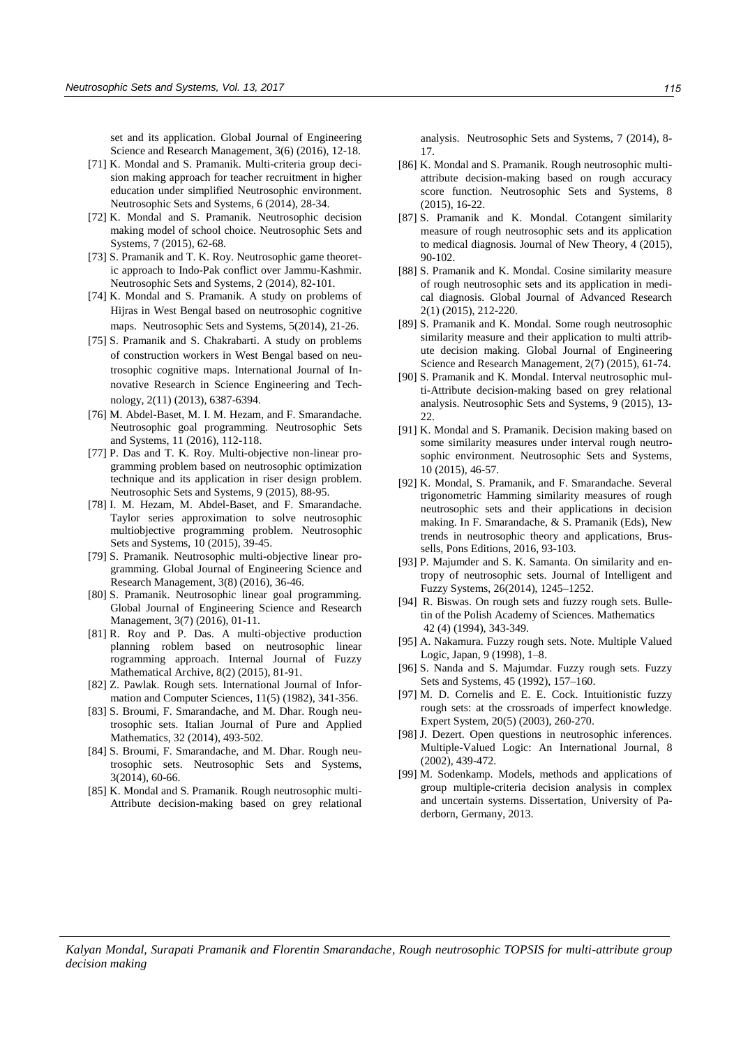set and its application. Global Journal of Engineering Science and Research Management, 3(6) (2016), 12-18.

[71] K. Mondal and S. Pramanik. Multi-criteria group decision making approach for teacher recruitment in higher education under simplified Neutrosophic environment. Neutrosophic Sets and Systems, 6 (2014), 28-34.

[72] K. Mondal and S. Pramanik. Neutrosophic decision making model of school choice. Neutrosophic Sets and Systems, 7 (2015), 62-68.

[73] S. Pramanik and T. K. Roy. Neutrosophic game theoretic approach to Indo-Pak conflict over Jammu-Kashmir. Neutrosophic Sets and Systems, 2 (2014), 82-101.

[74] K. Mondal and S. Pramanik. A study on problems of Hijras in West Bengal based on neutrosophic cognitive maps. Neutrosophic Sets and Systems, 5(2014), 21-26.

[75] S. Pramanik and S. Chakrabarti. A study on problems of construction workers in West Bengal based on neutrosophic cognitive maps. International Journal of Innovative Research in Science Engineering and Technology, 2(11) (2013), 6387-6394.

[76] M. Abdel-Baset, M. I. M. Hezam, and F. Smarandache. Neutrosophic goal programming. Neutrosophic Sets and Systems, 11 (2016), 112-118.

[77] P. Das and T. K. Roy. Multi-objective non-linear programming problem based on neutrosophic optimization technique and its application in riser design problem. Neutrosophic Sets and Systems, 9 (2015), 88-95.

[78] I. M. Hezam, M. Abdel-Baset, and F. Smarandache. Taylor series approximation to solve neutrosophic multiobjective programming problem. Neutrosophic Sets and Systems, 10 (2015), 39-45.

[79] S. Pramanik. Neutrosophic multi-objective linear programming. Global Journal of Engineering Science and Research Management, 3(8) (2016), 36-46.

[80] S. Pramanik. Neutrosophic linear goal programming. Global Journal of Engineering Science and Research Management, 3(7) (2016), 01-11.

[81] R. Roy and P. Das. A multi-objective production planning roblem based on neutrosophic linear rogramming approach. Internal Journal of Fuzzy Mathematical Archive, 8(2) (2015), 81-91.

[82] Z. Pawlak. Rough sets. International Journal of Information and Computer Sciences, 11(5) (1982), 341-356.

[83] S. Broumi, F. Smarandache, and M. Dhar. Rough neutrosophic sets. Italian Journal of Pure and Applied Mathematics, 32 (2014), 493-502.

[84] S. Broumi, F. Smarandache, and M. Dhar. Rough neutrosophic sets. Neutrosophic Sets and Systems, 3(2014), 60-66.

[85] K. Mondal and S. Pramanik. Rough neutrosophic multi-Attribute decision-making based on grey relational analysis. Neutrosophic Sets and Systems, 7 (2014), 8-17.

[86] K. Mondal and S. Pramanik. Rough neutrosophic multi-attribute decision-making based on rough accuracy score function. Neutrosophic Sets and Systems, 8 (2015), 16-22.

[87] S. Pramanik and K. Mondal. Cotangent similarity measure of rough neutrosophic sets and its application to medical diagnosis. Journal of New Theory, 4 (2015), 90-102.

[88] S. Pramanik and K. Mondal. Cosine similarity measure of rough neutrosophic sets and its application in medical diagnosis. Global Journal of Advanced Research 2(1) (2015), 212-220.

[89] S. Pramanik and K. Mondal. Some rough neutrosophic similarity measure and their application to multi attribute decision making. Global Journal of Engineering Science and Research Management, 2(7) (2015), 61-74.

[90] S. Pramanik and K. Mondal. Interval neutrosophic multi-Attribute decision-making based on grey relational analysis. Neutrosophic Sets and Systems, 9 (2015), 13-22.

[91] K. Mondal and S. Pramanik. Decision making based on some similarity measures under interval rough neutrosophic environment. Neutrosophic Sets and Systems, 10 (2015), 46-57.

[92] K. Mondal, S. Pramanik, and F. Smarandache. Several trigonometric Hamming similarity measures of rough neutrosophic sets and their applications in decision making. In F. Smarandache, & S. Pramanik (Eds), New trends in neutrosophic theory and applications, Brussells, Pons Editions, 2016, 93-103.

[93] P. Majumder and S. K. Samanta. On similarity and entropy of neutrosophic sets. Journal of Intelligent and Fuzzy Systems, 26(2014), 1245–1252.

[94] R. Biswas. On rough sets and fuzzy rough sets. Bulletin of the Polish Academy of Sciences. Mathematics 42 (4) (1994), 343-349.

[95] A. Nakamura. Fuzzy rough sets. Note. Multiple Valued Logic, Japan, 9 (1998), 1–8.

[96] S. Nanda and S. Majumdar. Fuzzy rough sets. Fuzzy Sets and Systems, 45 (1992), 157–160.

[97] M. D. Cornelis and E. E. Cock. Intuitionistic fuzzy rough sets: at the crossroads of imperfect knowledge. Expert System, 20(5) (2003), 260-270.

[98] J. Dezert. Open questions in neutrosophic inferences. Multiple-Valued Logic: An International Journal, 8 (2002), 439-472.

[99] M. Sodenkamp. Models, methods and applications of group multiple-criteria decision analysis in complex and uncertain systems. Dissertation, University of Paderborn, Germany, 2013.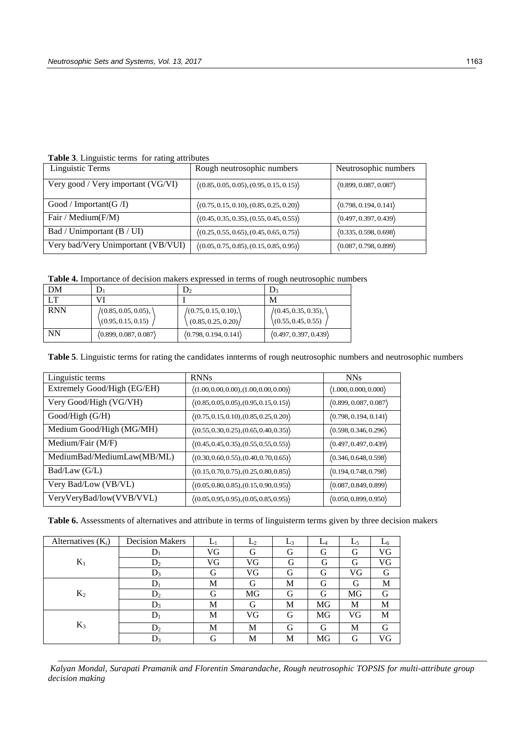**Table 3**. Linguistic terms for rating attributes

| Linguistic Terms | Rough neutrosophic numbers | Neutrosophic numbers |
|---|---|---|
| Very good / Very important (VG/VI) | $\langle(0.85, 0.05, 0.05), (0.95, 0.15, 0.15)\rangle$ | $\langle 0.899, 0.087, 0.087\rangle$ |
| Good / Important(G /I) | $\langle(0.75, 0.15, 0.10), (0.85, 0.25, 0.20)\rangle$ | $\langle 0.798, 0.194, 0.141\rangle$ |
| Fair / Medium(F/M) | $\langle(0.45, 0.35, 0.35), (0.55, 0.45, 0.55)\rangle$ | $\langle 0.497, 0.397, 0.439\rangle$ |
| Bad / Unimportant (B / UI) | $\langle(0.25, 0.55, 0.65), (0.45, 0.65, 0.75)\rangle$ | $\langle 0.335, 0.598, 0.698\rangle$ |
| Very bad/Very Unimportant (VB/VUI) | $\langle(0.05, 0.75, 0.85), (0.15, 0.85, 0.95)\rangle$ | $\langle 0.087, 0.798, 0.899\rangle$ |

**Table 4.** Importance of decision makers expressed in terms of rough neutrosophic numbers

| DM | $D_1$ | $D_2$ | $D_3$ |
|---|---|---|---|
| LT | VI | I | M |
| RNN | $\langle(0.85, 0.05, 0.05), (0.95, 0.15, 0.15)\rangle$ | $\langle(0.75, 0.15, 0.10), (0.85, 0.25, 0.20)\rangle$ | $\langle(0.45, 0.35, 0.35), (0.55, 0.45, 0.55)\rangle$ |
| NN | $\langle 0.899, 0.087, 0.087\rangle$ | $\langle 0.798, 0.194, 0.141\rangle$ | $\langle 0.497, 0.397, 0.439\rangle$ |

**Table 5**. Linguistic terms for rating the candidates innterms of rough neutrosophic numbers and neutrosophic numbers

| Linguistic terms | RNNs | NNs |
|---|---|---|
| Extremely Good/High (EG/EH) | $\langle(1.00, 0.00, 0.00), (1.00, 0.00, 0.00)\rangle$ | $\langle 1.000, 0.000, 0.000\rangle$ |
| Very Good/High (VG/VH) | $\langle(0.85, 0.05, 0.05), (0.95, 0.15, 0.15)\rangle$ | $\langle 0.899, 0.087, 0.087\rangle$ |
| Good/High (G/H) | $\langle(0.75, 0.15, 0.10), (0.85, 0.25, 0.20)\rangle$ | $\langle 0.798, 0.194, 0.141\rangle$ |
| Medium Good/High (MG/MH) | $\langle(0.55, 0.30, 0.25), (0.65, 0.40, 0.35)\rangle$ | $\langle 0.598, 0.346, 0.296\rangle$ |
| Medium/Fair (M/F) | $\langle(0.45, 0.45, 0.35), (0.55, 0.55, 0.55)\rangle$ | $\langle 0.497, 0.497, 0.439\rangle$ |
| MediumBad/MediumLaw(MB/ML) | $\langle(0.30, 0.60, 0.55), (0.40, 0.70, 0.65)\rangle$ | $\langle 0.346, 0.648, 0.598\rangle$ |
| Bad/Law (G/L) | $\langle(0.15, 0.70, 0.75), (0.25, 0.80, 0.85)\rangle$ | $\langle 0.194, 0.748, 0.798\rangle$ |
| Very Bad/Low (VB/VL) | $\langle(0.05, 0.80, 0.85), (0.15, 0.90, 0.95)\rangle$ | $\langle 0.087, 0.849, 0.899\rangle$ |
| VeryVeryBad/low(VVB/VVL) | $\langle(0.05, 0.95, 0.95), (0.05, 0.85, 0.95)\rangle$ | $\langle 0.050, 0.899, 0.950\rangle$ |

**Table 6.** Assessments of alternatives and attribute in terms of linguisterm terms given by three decision makers

| Alternatives ($K_i$) | Decision Makers | $L_1$ | $L_2$ | $L_3$ | $L_4$ | $L_5$ | $L_6$ |
|---|---|---|---|---|---|---|---|
| $K_1$ | $D_1$ | VG | G | G | G | G | VG |
| | $D_2$ | VG | VG | G | G | G | VG |
| | $D_3$ | G | VG | G | G | VG | G |
| $K_2$ | $D_1$ | M | G | M | G | G | M |
| | $D_2$ | G | MG | G | G | MG | G |
| | $D_3$ | M | G | M | MG | M | M |
| $K_3$ | $D_1$ | M | VG | G | MG | VG | M |
| | $D_2$ | M | M | G | G | M | G |
| | $D_3$ | G | M | M | MG | G | VG |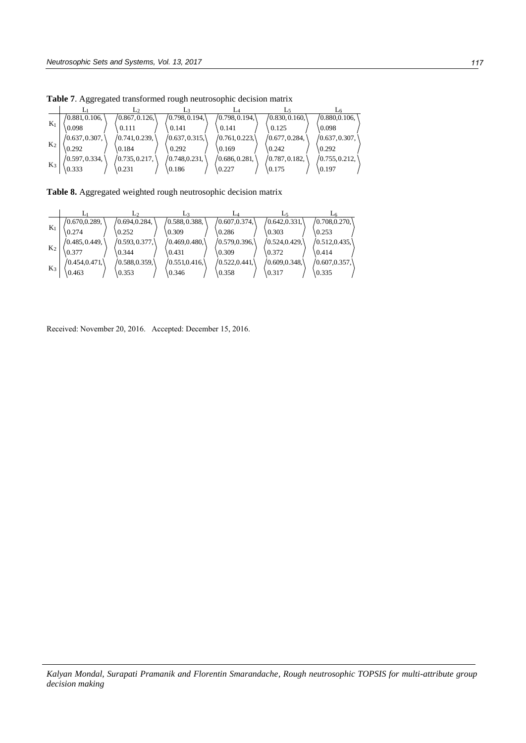**Table 7**. Aggregated transformed rough neutrosophic decision matrix

| | $L_1$ | $L_2$ | $L_3$ | $L_4$ | $L_5$ | $L_6$ |
|---|---|---|---|---|---|---|
| $K_1$ | $\langle 0.881, 0.106, 0.098 \rangle$ | $\langle 0.867, 0.126, 0.111 \rangle$ | $\langle 0.798, 0.194, 0.141 \rangle$ | $\langle 0.798, 0.194, 0.141 \rangle$ | $\langle 0.830, 0.160, 0.125 \rangle$ | $\langle 0.880, 0.106, 0.098 \rangle$ |
| $K_2$ | $\langle 0.637, 0.307, 0.292 \rangle$ | $\langle 0.741, 0.239, 0.184 \rangle$ | $\langle 0.637, 0.315, 0.292 \rangle$ | $\langle 0.761, 0.223, 0.169 \rangle$ | $\langle 0.677, 0.284, 0.242 \rangle$ | $\langle 0.637, 0.307, 0.292 \rangle$ |
| $K_3$ | $\langle 0.597, 0.334, 0.333 \rangle$ | $\langle 0.735, 0.217, 0.231 \rangle$ | $\langle 0.748, 0.231, 0.186 \rangle$ | $\langle 0.686, 0.281, 0.227 \rangle$ | $\langle 0.787, 0.182, 0.175 \rangle$ | $\langle 0.755, 0.212, 0.197 \rangle$ |

**Table 8.** Aggregated weighted rough neutrosophic decision matrix

| | $L_1$ | $L_2$ | $L_3$ | $L_4$ | $L_5$ | $L_6$ |
|---|---|---|---|---|---|---|
| $K_1$ | $\langle 0.670, 0.289, 0.274 \rangle$ | $\langle 0.694, 0.284, 0.252 \rangle$ | $\langle 0.588, 0.388, 0.309 \rangle$ | $\langle 0.607, 0.374, 0.286 \rangle$ | $\langle 0.642, 0.331, 0.303 \rangle$ | $\langle 0.708, 0.270, 0.253 \rangle$ |
| $K_2$ | $\langle 0.485, 0.449, 0.377 \rangle$ | $\langle 0.593, 0.377, 0.344 \rangle$ | $\langle 0.469, 0.480, 0.431 \rangle$ | $\langle 0.579, 0.396, 0.309 \rangle$ | $\langle 0.524, 0.429, 0.372 \rangle$ | $\langle 0.512, 0.435, 0.414 \rangle$ |
| $K_3$ | $\langle 0.454, 0.471, 0.463 \rangle$ | $\langle 0.588, 0.359, 0.353 \rangle$ | $\langle 0.551, 0.416, 0.346 \rangle$ | $\langle 0.522, 0.441, 0.358 \rangle$ | $\langle 0.609, 0.348, 0.317 \rangle$ | $\langle 0.607, 0.357, 0.335 \rangle$ |

Received: November 20, 2016. Accepted: December 15, 2016.